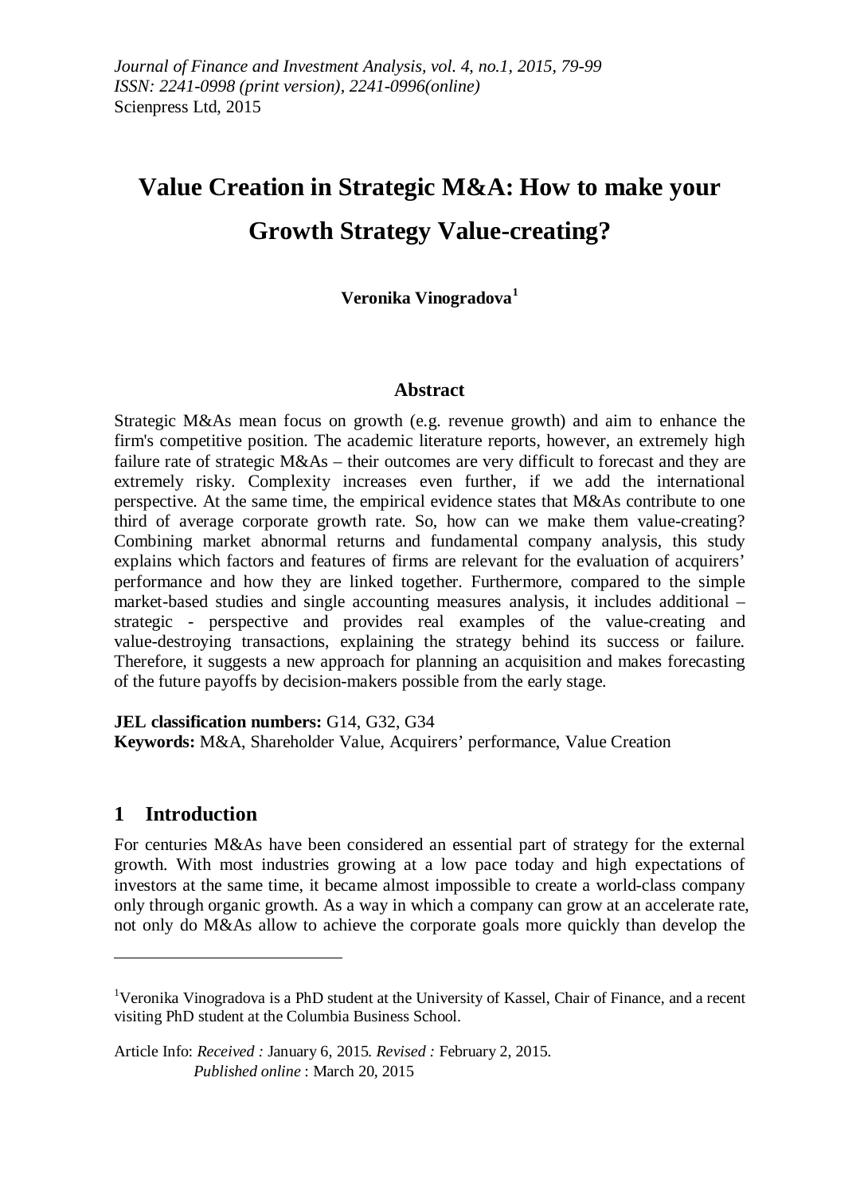*Journal of Finance and Investment Analysis, vol. 4, no.1, 2015, 79-99*
*ISSN: 2241-0998 (print version), 2241-0996(online)*
Scienpress Ltd, 2015

# Value Creation in Strategic M&A: How to make your Growth Strategy Value-creating?

**Veronika Vinogradova[1]**

## Abstract

Strategic M&As mean focus on growth (e.g. revenue growth) and aim to enhance the firm's competitive position. The academic literature reports, however, an extremely high failure rate of strategic M&As – their outcomes are very difficult to forecast and they are extremely risky. Complexity increases even further, if we add the international perspective. At the same time, the empirical evidence states that M&As contribute to one third of average corporate growth rate. So, how can we make them value-creating? Combining market abnormal returns and fundamental company analysis, this study explains which factors and features of firms are relevant for the evaluation of acquirers' performance and how they are linked together. Furthermore, compared to the simple market-based studies and single accounting measures analysis, it includes additional – strategic - perspective and provides real examples of the value-creating and value-destroying transactions, explaining the strategy behind its success or failure. Therefore, it suggests a new approach for planning an acquisition and makes forecasting of the future payoffs by decision-makers possible from the early stage.

**JEL classification numbers:** G14, G32, G34
**Keywords:** M&A, Shareholder Value, Acquirers' performance, Value Creation

## 1 Introduction

For centuries M&As have been considered an essential part of strategy for the external growth. With most industries growing at a low pace today and high expectations of investors at the same time, it became almost impossible to create a world-class company only through organic growth. As a way in which a company can grow at an accelerate rate, not only do M&As allow to achieve the corporate goals more quickly than develop the

---

[1] Veronika Vinogradova is a PhD student at the University of Kassel, Chair of Finance, and a recent visiting PhD student at the Columbia Business School.

Article Info: *Received :* January 6, 2015. *Revised :* February 2, 2015.
*Published online* : March 20, 2015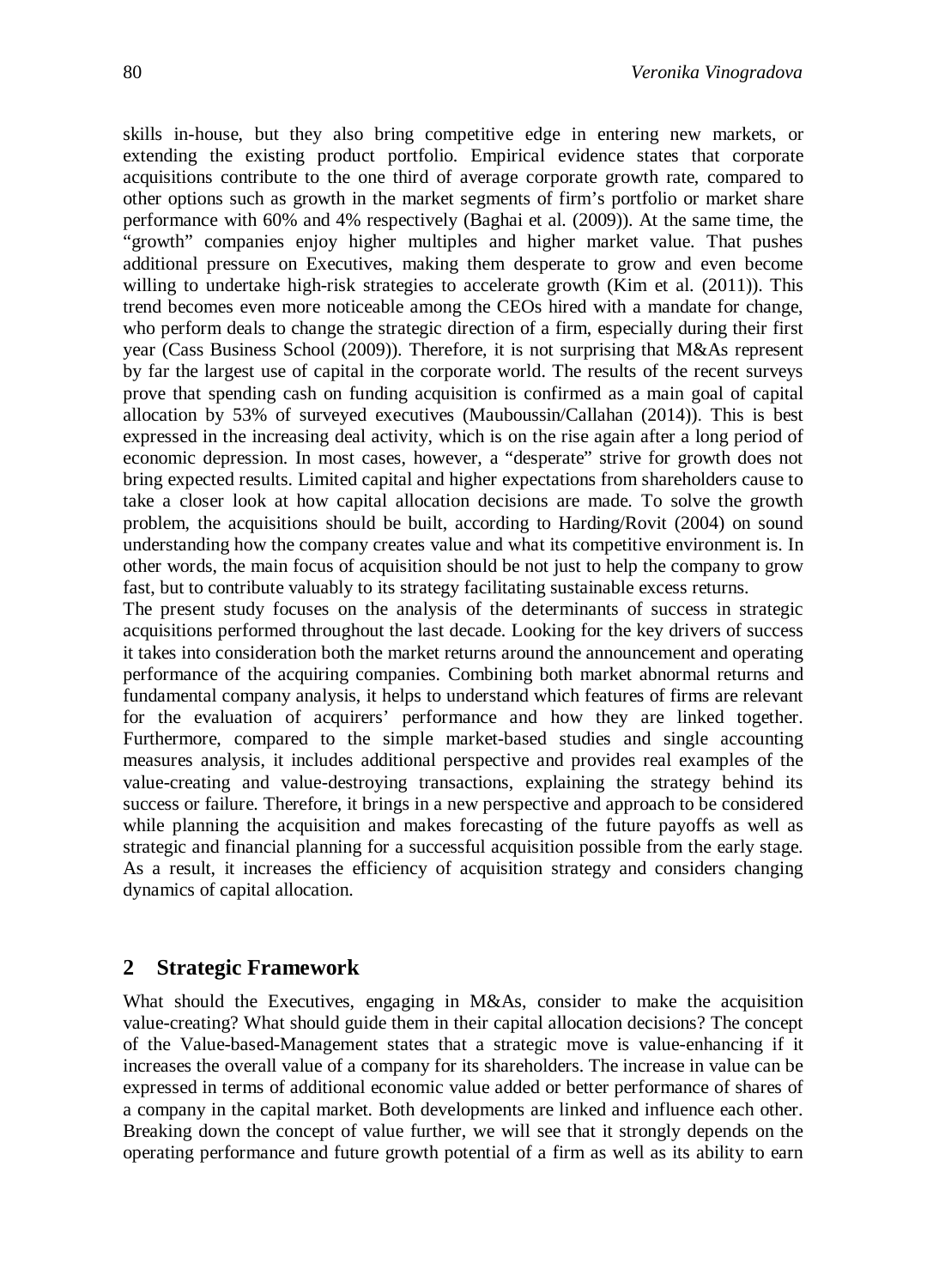skills in-house, but they also bring competitive edge in entering new markets, or extending the existing product portfolio. Empirical evidence states that corporate acquisitions contribute to the one third of average corporate growth rate, compared to other options such as growth in the market segments of firm's portfolio or market share performance with 60% and 4% respectively (Baghai et al. (2009)). At the same time, the "growth" companies enjoy higher multiples and higher market value. That pushes additional pressure on Executives, making them desperate to grow and even become willing to undertake high-risk strategies to accelerate growth (Kim et al. (2011)). This trend becomes even more noticeable among the CEOs hired with a mandate for change, who perform deals to change the strategic direction of a firm, especially during their first year (Cass Business School (2009)). Therefore, it is not surprising that M&As represent by far the largest use of capital in the corporate world. The results of the recent surveys prove that spending cash on funding acquisition is confirmed as a main goal of capital allocation by 53% of surveyed executives (Mauboussin/Callahan (2014)). This is best expressed in the increasing deal activity, which is on the rise again after a long period of economic depression. In most cases, however, a "desperate" strive for growth does not bring expected results. Limited capital and higher expectations from shareholders cause to take a closer look at how capital allocation decisions are made. To solve the growth problem, the acquisitions should be built, according to Harding/Rovit (2004) on sound understanding how the company creates value and what its competitive environment is. In other words, the main focus of acquisition should be not just to help the company to grow fast, but to contribute valuably to its strategy facilitating sustainable excess returns.

The present study focuses on the analysis of the determinants of success in strategic acquisitions performed throughout the last decade. Looking for the key drivers of success it takes into consideration both the market returns around the announcement and operating performance of the acquiring companies. Combining both market abnormal returns and fundamental company analysis, it helps to understand which features of firms are relevant for the evaluation of acquirers' performance and how they are linked together. Furthermore, compared to the simple market-based studies and single accounting measures analysis, it includes additional perspective and provides real examples of the value-creating and value-destroying transactions, explaining the strategy behind its success or failure. Therefore, it brings in a new perspective and approach to be considered while planning the acquisition and makes forecasting of the future payoffs as well as strategic and financial planning for a successful acquisition possible from the early stage. As a result, it increases the efficiency of acquisition strategy and considers changing dynamics of capital allocation.

## 2 Strategic Framework

What should the Executives, engaging in M&As, consider to make the acquisition value-creating? What should guide them in their capital allocation decisions? The concept of the Value-based-Management states that a strategic move is value-enhancing if it increases the overall value of a company for its shareholders. The increase in value can be expressed in terms of additional economic value added or better performance of shares of a company in the capital market. Both developments are linked and influence each other. Breaking down the concept of value further, we will see that it strongly depends on the operating performance and future growth potential of a firm as well as its ability to earn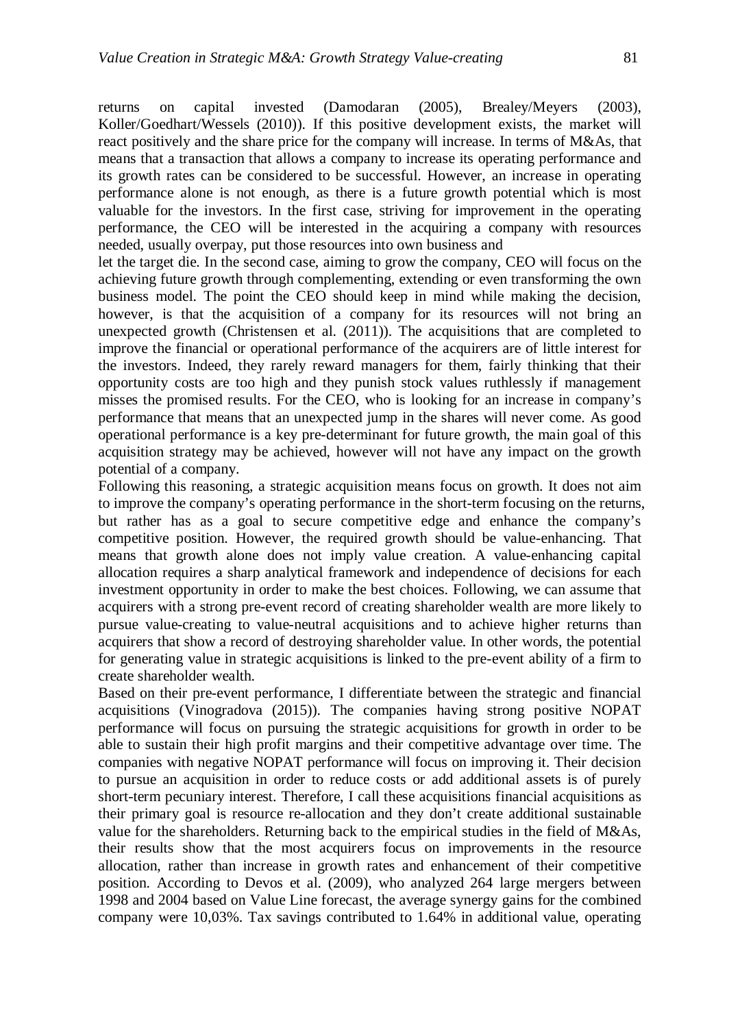returns on capital invested (Damodaran (2005), Brealey/Meyers (2003), Koller/Goedhart/Wessels (2010)). If this positive development exists, the market will react positively and the share price for the company will increase. In terms of M&As, that means that a transaction that allows a company to increase its operating performance and its growth rates can be considered to be successful. However, an increase in operating performance alone is not enough, as there is a future growth potential which is most valuable for the investors. In the first case, striving for improvement in the operating performance, the CEO will be interested in the acquiring a company with resources needed, usually overpay, put those resources into own business and let the target die. In the second case, aiming to grow the company, CEO will focus on the achieving future growth through complementing, extending or even transforming the own business model. The point the CEO should keep in mind while making the decision, however, is that the acquisition of a company for its resources will not bring an unexpected growth (Christensen et al. (2011)). The acquisitions that are completed to improve the financial or operational performance of the acquirers are of little interest for the investors. Indeed, they rarely reward managers for them, fairly thinking that their opportunity costs are too high and they punish stock values ruthlessly if management misses the promised results. For the CEO, who is looking for an increase in company's performance that means that an unexpected jump in the shares will never come. As good operational performance is a key pre-determinant for future growth, the main goal of this acquisition strategy may be achieved, however will not have any impact on the growth potential of a company.

Following this reasoning, a strategic acquisition means focus on growth. It does not aim to improve the company's operating performance in the short-term focusing on the returns, but rather has as a goal to secure competitive edge and enhance the company's competitive position. However, the required growth should be value-enhancing. That means that growth alone does not imply value creation. A value-enhancing capital allocation requires a sharp analytical framework and independence of decisions for each investment opportunity in order to make the best choices. Following, we can assume that acquirers with a strong pre-event record of creating shareholder wealth are more likely to pursue value-creating to value-neutral acquisitions and to achieve higher returns than acquirers that show a record of destroying shareholder value. In other words, the potential for generating value in strategic acquisitions is linked to the pre-event ability of a firm to create shareholder wealth.

Based on their pre-event performance, I differentiate between the strategic and financial acquisitions (Vinogradova (2015)). The companies having strong positive NOPAT performance will focus on pursuing the strategic acquisitions for growth in order to be able to sustain their high profit margins and their competitive advantage over time. The companies with negative NOPAT performance will focus on improving it. Their decision to pursue an acquisition in order to reduce costs or add additional assets is of purely short-term pecuniary interest. Therefore, I call these acquisitions financial acquisitions as their primary goal is resource re-allocation and they don't create additional sustainable value for the shareholders. Returning back to the empirical studies in the field of M&As, their results show that the most acquirers focus on improvements in the resource allocation, rather than increase in growth rates and enhancement of their competitive position. According to Devos et al. (2009), who analyzed 264 large mergers between 1998 and 2004 based on Value Line forecast, the average synergy gains for the combined company were 10,03%. Tax savings contributed to 1.64% in additional value, operating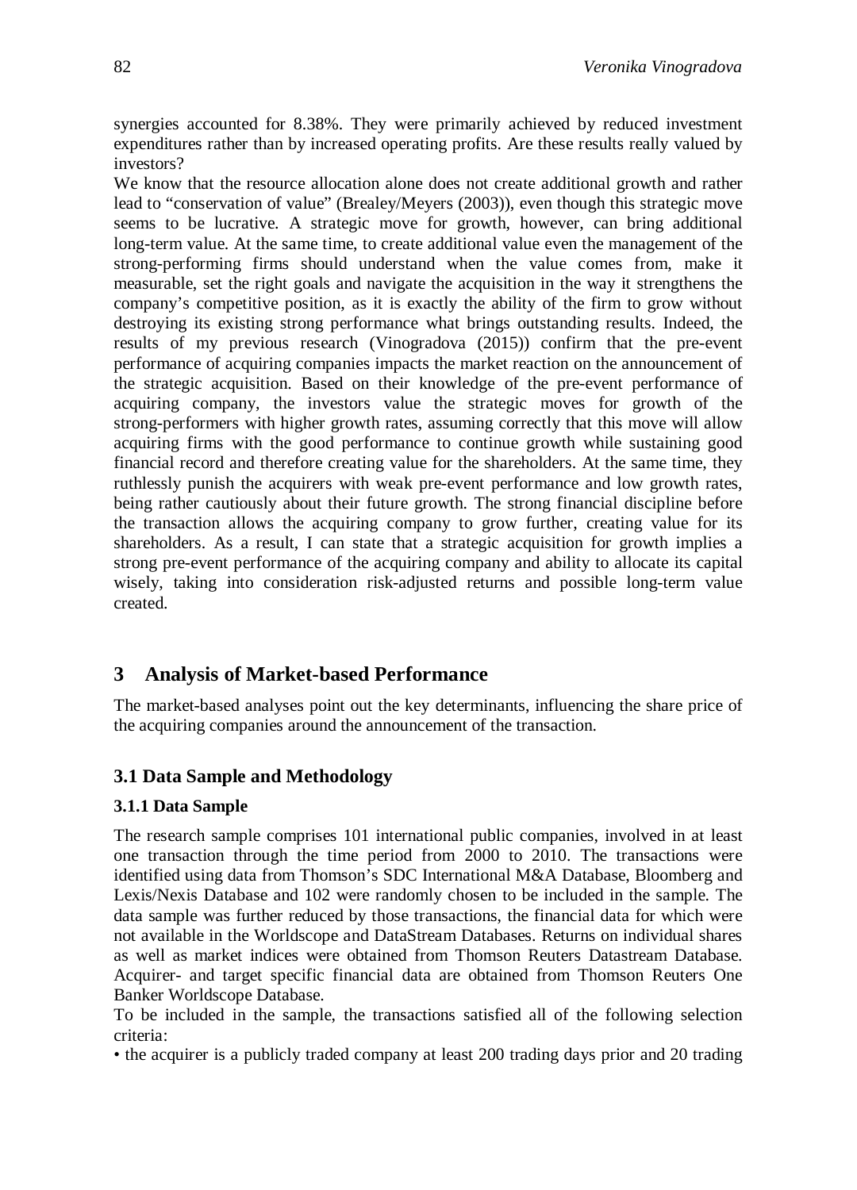synergies accounted for 8.38%. They were primarily achieved by reduced investment expenditures rather than by increased operating profits. Are these results really valued by investors?

We know that the resource allocation alone does not create additional growth and rather lead to "conservation of value" (Brealey/Meyers (2003)), even though this strategic move seems to be lucrative. A strategic move for growth, however, can bring additional long-term value. At the same time, to create additional value even the management of the strong-performing firms should understand when the value comes from, make it measurable, set the right goals and navigate the acquisition in the way it strengthens the company's competitive position, as it is exactly the ability of the firm to grow without destroying its existing strong performance what brings outstanding results. Indeed, the results of my previous research (Vinogradova (2015)) confirm that the pre-event performance of acquiring companies impacts the market reaction on the announcement of the strategic acquisition. Based on their knowledge of the pre-event performance of acquiring company, the investors value the strategic moves for growth of the strong-performers with higher growth rates, assuming correctly that this move will allow acquiring firms with the good performance to continue growth while sustaining good financial record and therefore creating value for the shareholders. At the same time, they ruthlessly punish the acquirers with weak pre-event performance and low growth rates, being rather cautiously about their future growth. The strong financial discipline before the transaction allows the acquiring company to grow further, creating value for its shareholders. As a result, I can state that a strategic acquisition for growth implies a strong pre-event performance of the acquiring company and ability to allocate its capital wisely, taking into consideration risk-adjusted returns and possible long-term value created.

## 3 Analysis of Market-based Performance

The market-based analyses point out the key determinants, influencing the share price of the acquiring companies around the announcement of the transaction.

### 3.1 Data Sample and Methodology

#### 3.1.1 Data Sample

The research sample comprises 101 international public companies, involved in at least one transaction through the time period from 2000 to 2010. The transactions were identified using data from Thomson's SDC International M&A Database, Bloomberg and Lexis/Nexis Database and 102 were randomly chosen to be included in the sample. The data sample was further reduced by those transactions, the financial data for which were not available in the Worldscope and DataStream Databases. Returns on individual shares as well as market indices were obtained from Thomson Reuters Datastream Database. Acquirer- and target specific financial data are obtained from Thomson Reuters One Banker Worldscope Database.

To be included in the sample, the transactions satisfied all of the following selection criteria:

• the acquirer is a publicly traded company at least 200 trading days prior and 20 trading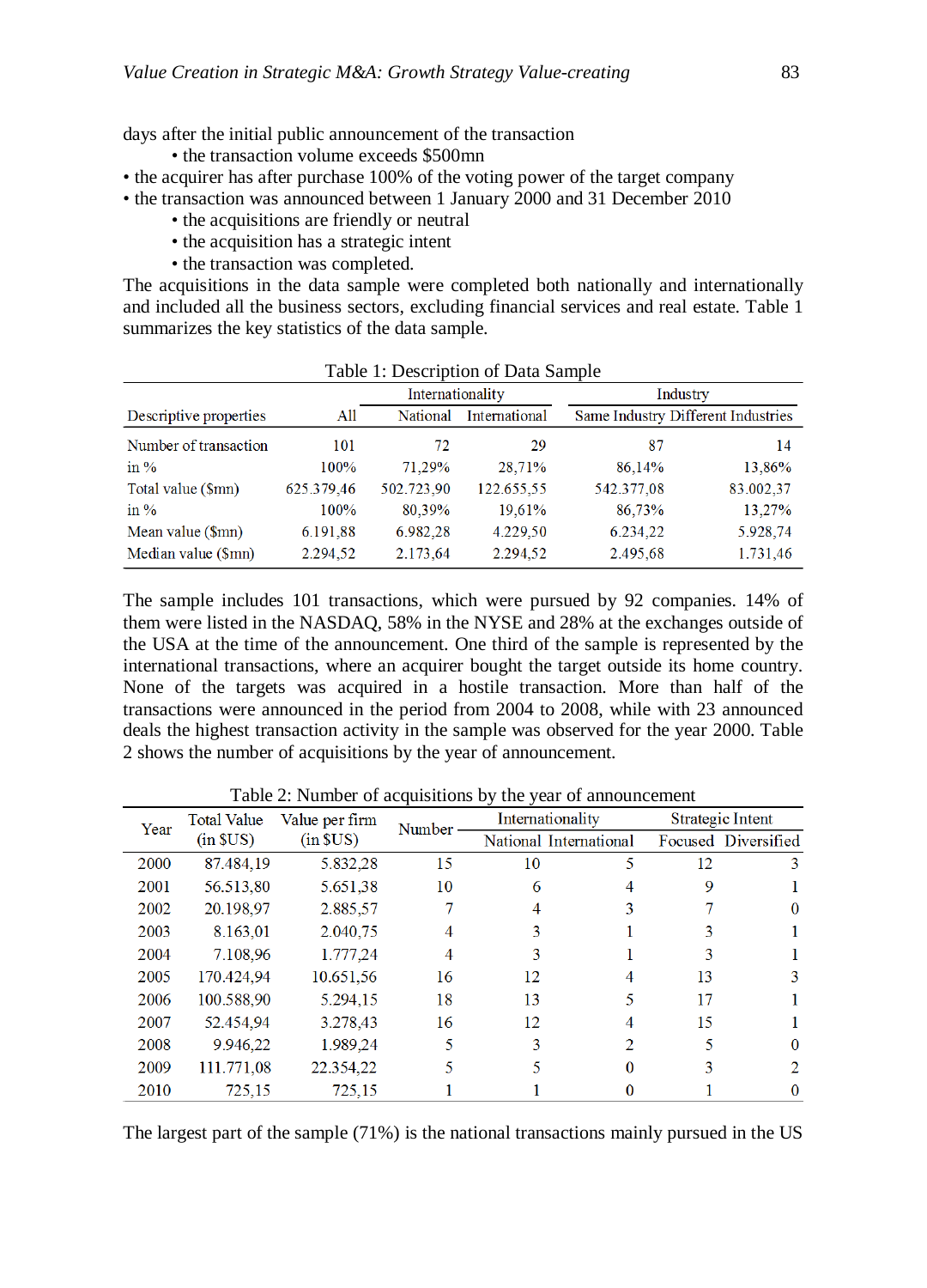days after the initial public announcement of the transaction

- the transaction volume exceeds $500mn
- the acquirer has after purchase 100% of the voting power of the target company
- the transaction was announced between 1 January 2000 and 31 December 2010
- the acquisitions are friendly or neutral
- the acquisition has a strategic intent
- the transaction was completed.

The acquisitions in the data sample were completed both nationally and internationally and included all the business sectors, excluding financial services and real estate. Table 1 summarizes the key statistics of the data sample.

Table 1: Description of Data Sample

| Descriptive properties | All | Internationality | | Industry | |
|---|---|---|---|---|---|
| | | National | International | Same Industry | Different Industries |
| Number of transaction | 101 | 72 | 29 | 87 | 14 |
| in % | 100% | 71,29% | 28,71% | 86,14% | 13,86% |
| Total value ($mn) | 625.379,46 | 502.723,90 | 122.655,55 | 542.377,08 | 83.002,37 |
| in % | 100% | 80,39% | 19,61% | 86,73% | 13,27% |
| Mean value ($mn) | 6.191,88 | 6.982,28 | 4.229,50 | 6.234,22 | 5.928,74 |
| Median value ($mn) | 2.294,52 | 2.173,64 | 2.294,52 | 2.495,68 | 1.731,46 |

The sample includes 101 transactions, which were pursued by 92 companies. 14% of them were listed in the NASDAQ, 58% in the NYSE and 28% at the exchanges outside of the USA at the time of the announcement. One third of the sample is represented by the international transactions, where an acquirer bought the target outside its home country. None of the targets was acquired in a hostile transaction. More than half of the transactions were announced in the period from 2004 to 2008, while with 23 announced deals the highest transaction activity in the sample was observed for the year 2000. Table 2 shows the number of acquisitions by the year of announcement.

Table 2: Number of acquisitions by the year of announcement

| Year | Total Value (in $US) | Value per firm (in $US) | Number | Internationality | | Strategic Intent | |
|---|---|---|---|---|---|---|---|
| | | | | National | International | Focused | Diversified |
| 2000 | 87.484,19 | 5.832,28 | 15 | 10 | 5 | 12 | 3 |
| 2001 | 56.513,80 | 5.651,38 | 10 | 6 | 4 | 9 | 1 |
| 2002 | 20.198,97 | 2.885,57 | 7 | 4 | 3 | 7 | 0 |
| 2003 | 8.163,01 | 2.040,75 | 4 | 3 | 1 | 3 | 1 |
| 2004 | 7.108,96 | 1.777,24 | 4 | 3 | 1 | 3 | 1 |
| 2005 | 170.424,94 | 10.651,56 | 16 | 12 | 4 | 13 | 3 |
| 2006 | 100.588,90 | 5.294,15 | 18 | 13 | 5 | 17 | 1 |
| 2007 | 52.454,94 | 3.278,43 | 16 | 12 | 4 | 15 | 1 |
| 2008 | 9.946,22 | 1.989,24 | 5 | 3 | 2 | 5 | 0 |
| 2009 | 111.771,08 | 22.354,22 | 5 | 5 | 0 | 3 | 2 |
| 2010 | 725,15 | 725,15 | 1 | 1 | 0 | 1 | 0 |

The largest part of the sample (71%) is the national transactions mainly pursued in the US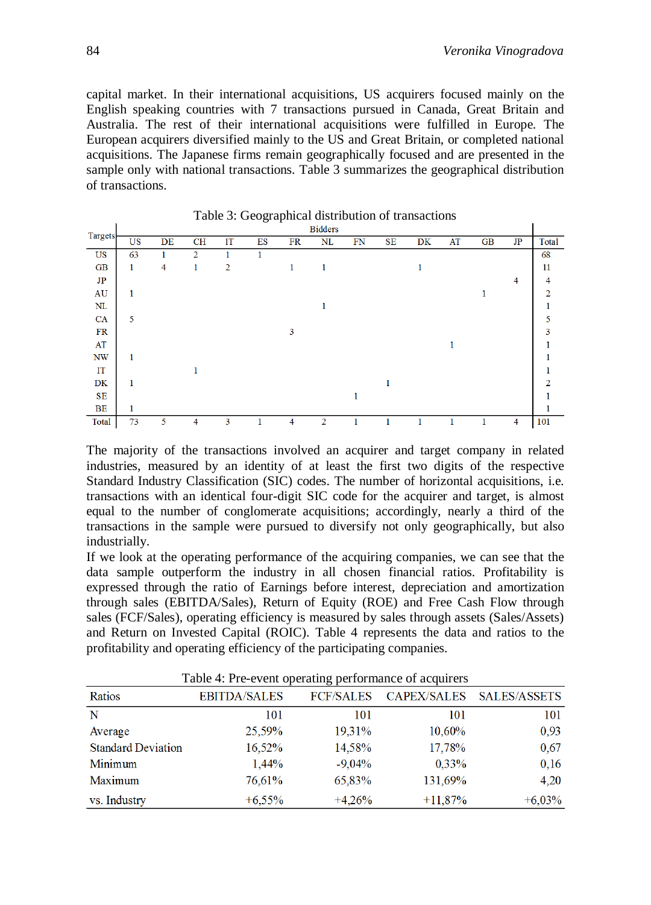capital market. In their international acquisitions, US acquirers focused mainly on the English speaking countries with 7 transactions pursued in Canada, Great Britain and Australia. The rest of their international acquisitions were fulfilled in Europe. The European acquirers diversified mainly to the US and Great Britain, or completed national acquisitions. The Japanese firms remain geographically focused and are presented in the sample only with national transactions. Table 3 summarizes the geographical distribution of transactions.

Table 3: Geographical distribution of transactions

| Targets | Bidders | | | | | | | | | | | | | |
|---|---|---|---|---|---|---|---|---|---|---|---|---|---|---|
| | US | DE | CH | IT | ES | FR | NL | FN | SE | DK | AT | GB | JP | Total |
| US | 63 | 1 | 2 | 1 | 1 | | | | | | | | | 68 |
| GB | 1 | 4 | 1 | 2 | | 1 | 1 | | | 1 | | | | 11 |
| JP | | | | | | | | | | | | | 4 | 4 |
| AU | 1 | | | | | | | | | | | 1 | | 2 |
| NL | | | | | | | 1 | | | | | | | 1 |
| CA | 5 | | | | | | | | | | | | | 5 |
| FR | | | | | | 3 | | | | | | | | 3 |
| AT | | | | | | | | | | | 1 | | | 1 |
| NW | 1 | | | | | | | | | | | | | 1 |
| IT | | | 1 | | | | | | | | | | | 1 |
| DK | 1 | | | | | | | | 1 | | | | | 2 |
| SE | | | | | | | | 1 | | | | | | 1 |
| BE | 1 | | | | | | | | | | | | | 1 |
| Total | 73 | 5 | 4 | 3 | 1 | 4 | 2 | 1 | 1 | 1 | 1 | 1 | 4 | 101 |

The majority of the transactions involved an acquirer and target company in related industries, measured by an identity of at least the first two digits of the respective Standard Industry Classification (SIC) codes. The number of horizontal acquisitions, i.e. transactions with an identical four-digit SIC code for the acquirer and target, is almost equal to the number of conglomerate acquisitions; accordingly, nearly a third of the transactions in the sample were pursued to diversify not only geographically, but also industrially.

If we look at the operating performance of the acquiring companies, we can see that the data sample outperform the industry in all chosen financial ratios. Profitability is expressed through the ratio of Earnings before interest, depreciation and amortization through sales (EBITDA/Sales), Return of Equity (ROE) and Free Cash Flow through sales (FCF/Sales), operating efficiency is measured by sales through assets (Sales/Assets) and Return on Invested Capital (ROIC). Table 4 represents the data and ratios to the profitability and operating efficiency of the participating companies.

Table 4: Pre-event operating performance of acquirers

| Ratios | EBITDA/SALES | FCF/SALES | CAPEX/SALES | SALES/ASSETS |
|---|---|---|---|---|
| N | 101 | 101 | 101 | 101 |
| Average | 25,59% | 19,31% | 10,60% | 0,93 |
| Standard Deviation | 16,52% | 14,58% | 17,78% | 0,67 |
| Minimum | 1,44% | -9,04% | 0,33% | 0,16 |
| Maximum | 76,61% | 65,83% | 131,69% | 4,20 |
| vs. Industry | +6,55% | +4,26% | +11,87% | +6,03% |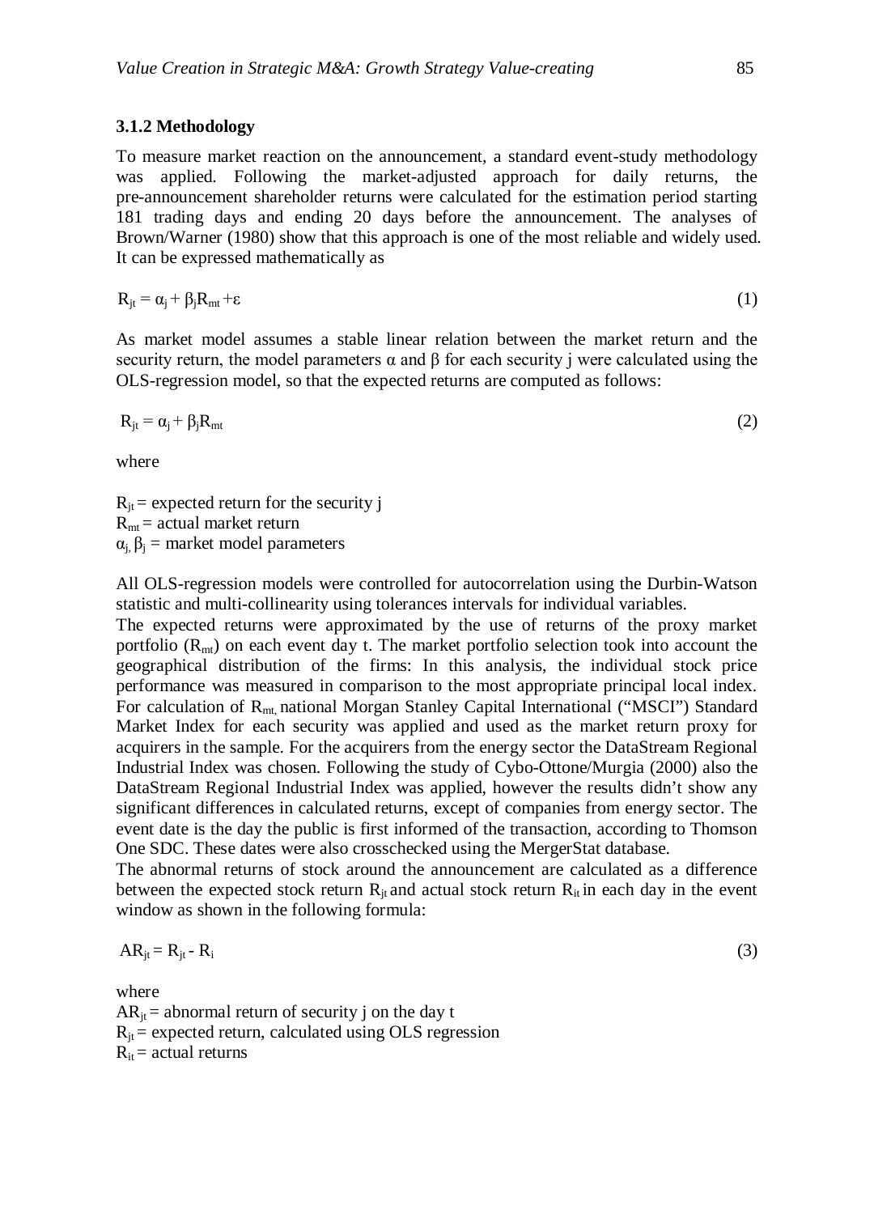### 3.1.2 Methodology

To measure market reaction on the announcement, a standard event-study methodology was applied. Following the market-adjusted approach for daily returns, the pre-announcement shareholder returns were calculated for the estimation period starting 181 trading days and ending 20 days before the announcement. The analyses of Brown/Warner (1980) show that this approach is one of the most reliable and widely used. It can be expressed mathematically as

$$R_{jt} = \alpha_j + \beta_j R_{mt} + \varepsilon \tag{1}$$

As market model assumes a stable linear relation between the market return and the security return, the model parameters α and β for each security j were calculated using the OLS-regression model, so that the expected returns are computed as follows:

$$R_{jt} = \alpha_j + \beta_j R_{mt} \tag{2}$$

where

$R_{jt}$ = expected return for the security j
$R_{mt}$ = actual market return
$\alpha_j$, $\beta_j$ = market model parameters

All OLS-regression models were controlled for autocorrelation using the Durbin-Watson statistic and multi-collinearity using tolerances intervals for individual variables.

The expected returns were approximated by the use of returns of the proxy market portfolio ($R_{mt}$) on each event day t. The market portfolio selection took into account the geographical distribution of the firms: In this analysis, the individual stock price performance was measured in comparison to the most appropriate principal local index. For calculation of $R_{mt}$, national Morgan Stanley Capital International ("MSCI") Standard Market Index for each security was applied and used as the market return proxy for acquirers in the sample. For the acquirers from the energy sector the DataStream Regional Industrial Index was chosen. Following the study of Cybo-Ottone/Murgia (2000) also the DataStream Regional Industrial Index was applied, however the results didn't show any significant differences in calculated returns, except of companies from energy sector. The event date is the day the public is first informed of the transaction, according to Thomson One SDC. These dates were also crosschecked using the MergerStat database.

The abnormal returns of stock around the announcement are calculated as a difference between the expected stock return $R_{jt}$ and actual stock return $R_{it}$ in each day in the event window as shown in the following formula:

$$AR_{jt} = R_{jt} - R_i \tag{3}$$

where
$AR_{jt}$ = abnormal return of security j on the day t
$R_{jt}$ = expected return, calculated using OLS regression
$R_{it}$ = actual returns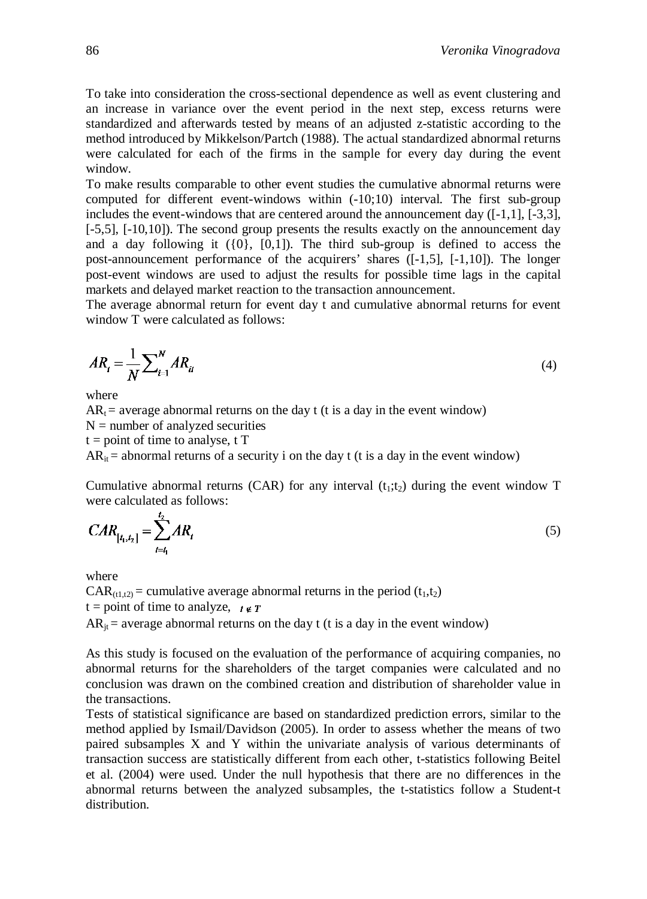To take into consideration the cross-sectional dependence as well as event clustering and an increase in variance over the event period in the next step, excess returns were standardized and afterwards tested by means of an adjusted z-statistic according to the method introduced by Mikkelson/Partch (1988). The actual standardized abnormal returns were calculated for each of the firms in the sample for every day during the event window.

To make results comparable to other event studies the cumulative abnormal returns were computed for different event-windows within (-10;10) interval. The first sub-group includes the event-windows that are centered around the announcement day ([-1,1], [-3,3], [-5,5], [-10,10]). The second group presents the results exactly on the announcement day and a day following it ({0}, [0,1]). The third sub-group is defined to access the post-announcement performance of the acquirers' shares ([-1,5], [-1,10]). The longer post-event windows are used to adjust the results for possible time lags in the capital markets and delayed market reaction to the transaction announcement.

The average abnormal return for event day t and cumulative abnormal returns for event window T were calculated as follows:

$$AR_t = \frac{1}{N}\sum\nolimits_{i=1}^{N} AR_{it} \tag{4}$$

where

$AR_t$ = average abnormal returns on the day t (t is a day in the event window)
N = number of analyzed securities
t = point of time to analyse, t T
$AR_{it}$ = abnormal returns of a security i on the day t (t is a day in the event window)

Cumulative abnormal returns (CAR) for any interval ($t_1$;$t_2$) during the event window T were calculated as follows:

$$CAR_{[t_1,t_2]} = \sum_{t=t_1}^{t_2} AR_t \tag{5}$$

where

$CAR_{(t1,t2)}$ = cumulative average abnormal returns in the period ($t_1$,$t_2$)
t = point of time to analyze, $t \notin T$
$AR_{jt}$ = average abnormal returns on the day t (t is a day in the event window)

As this study is focused on the evaluation of the performance of acquiring companies, no abnormal returns for the shareholders of the target companies were calculated and no conclusion was drawn on the combined creation and distribution of shareholder value in the transactions.

Tests of statistical significance are based on standardized prediction errors, similar to the method applied by Ismail/Davidson (2005). In order to assess whether the means of two paired subsamples X and Y within the univariate analysis of various determinants of transaction success are statistically different from each other, t-statistics following Beitel et al. (2004) were used. Under the null hypothesis that there are no differences in the abnormal returns between the analyzed subsamples, the t-statistics follow a Student-t distribution.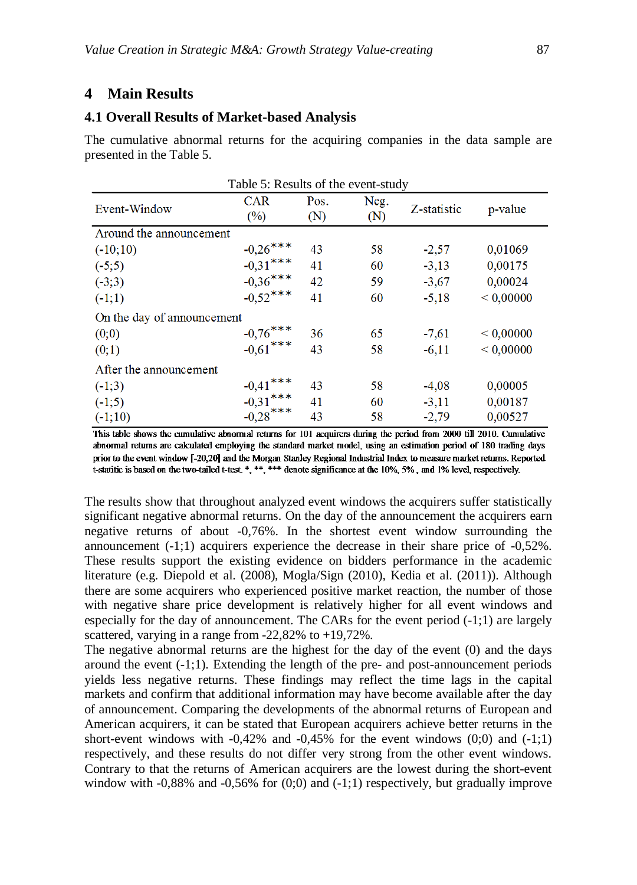## 4 Main Results

### 4.1 Overall Results of Market-based Analysis

The cumulative abnormal returns for the acquiring companies in the data sample are presented in the Table 5.

Table 5: Results of the event-study

| Event-Window | CAR (%) | Pos. (N) | Neg. (N) | Z-statistic | p-value |
|---|---|---|---|---|---|
| Around the announcement | | | | | |
| (-10;10) | -0,26*** | 43 | 58 | -2,57 | 0,01069 |
| (-5;5) | -0,31*** | 41 | 60 | -3,13 | 0,00175 |
| (-3;3) | -0,36*** | 42 | 59 | -3,67 | 0,00024 |
| (-1;1) | -0,52*** | 41 | 60 | -5,18 | < 0,00000 |
| On the day of announcement | | | | | |
| (0;0) | -0,76*** | 36 | 65 | -7,61 | < 0,00000 |
| (0;1) | -0,61*** | 43 | 58 | -6,11 | < 0,00000 |
| After the announcement | | | | | |
| (-1;3) | -0,41*** | 43 | 58 | -4,08 | 0,00005 |
| (-1;5) | -0,31*** | 41 | 60 | -3,11 | 0,00187 |
| (-1;10) | -0,28*** | 43 | 58 | -2,79 | 0,00527 |

This table shows the cumulative abnormal returns for 101 acquirers during the period from 2000 till 2010. Cumulative abnormal returns are calculated employing the standard market model, using an estimation period of 180 trading days prior to the event window [-20,20] and the Morgan Stanley Regional Industrial Index to measure market returns. Reported t-statitic is based on the two-tailed t-test. *, **, *** denote significance at the 10%, 5% , and 1% level, respectively.

The results show that throughout analyzed event windows the acquirers suffer statistically significant negative abnormal returns. On the day of the announcement the acquirers earn negative returns of about -0,76%. In the shortest event window surrounding the announcement (-1;1) acquirers experience the decrease in their share price of -0,52%. These results support the existing evidence on bidders performance in the academic literature (e.g. Diepold et al. (2008), Mogla/Sign (2010), Kedia et al. (2011)). Although there are some acquirers who experienced positive market reaction, the number of those with negative share price development is relatively higher for all event windows and especially for the day of announcement. The CARs for the event period (-1;1) are largely scattered, varying in a range from -22,82% to +19,72%.

The negative abnormal returns are the highest for the day of the event (0) and the days around the event (-1;1). Extending the length of the pre- and post-announcement periods yields less negative returns. These findings may reflect the time lags in the capital markets and confirm that additional information may have become available after the day of announcement. Comparing the developments of the abnormal returns of European and American acquirers, it can be stated that European acquirers achieve better returns in the short-event windows with -0,42% and -0,45% for the event windows (0;0) and (-1;1) respectively, and these results do not differ very strong from the other event windows. Contrary to that the returns of American acquirers are the lowest during the short-event window with -0,88% and -0,56% for (0;0) and (-1;1) respectively, but gradually improve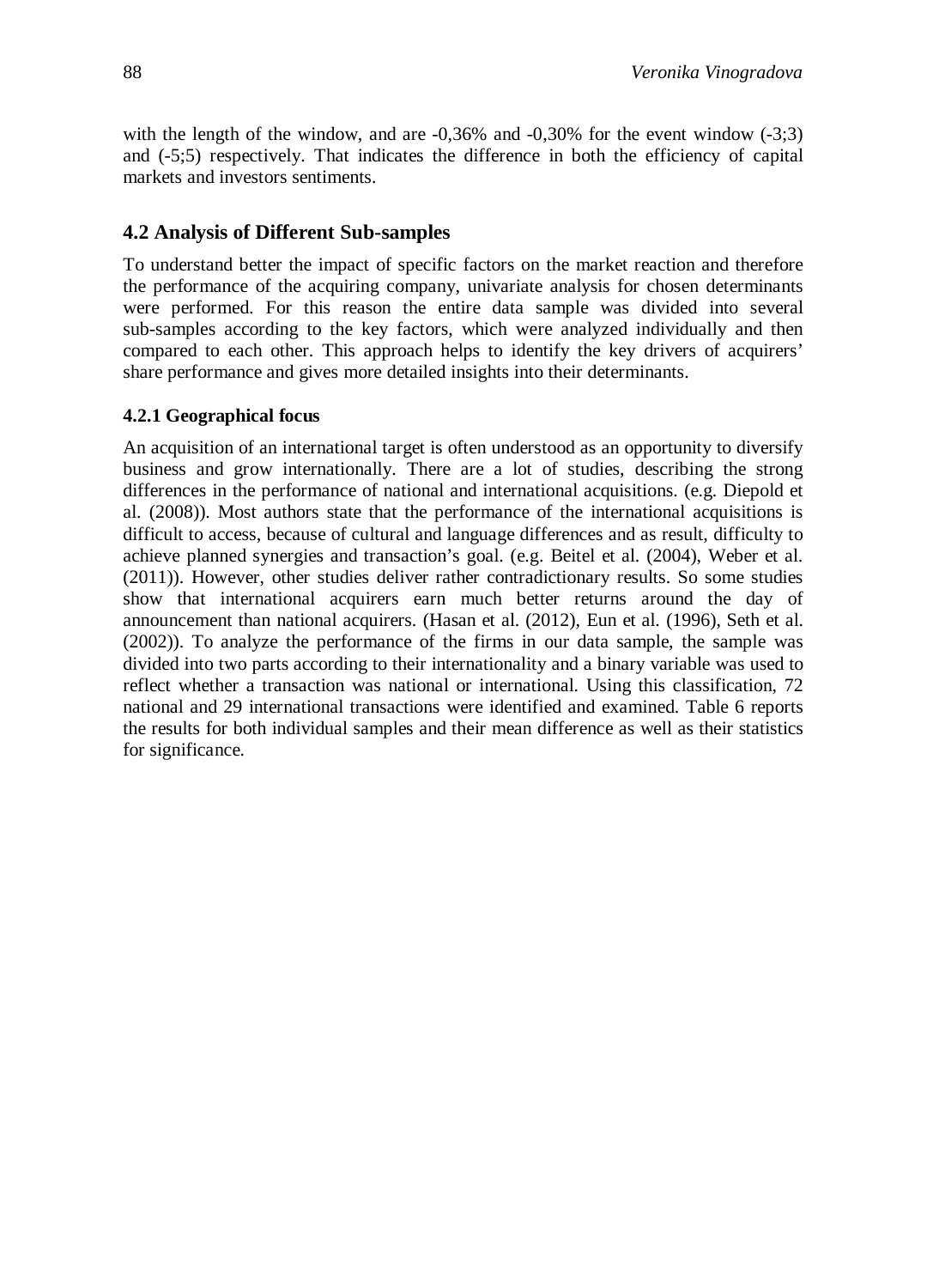with the length of the window, and are -0,36% and -0,30% for the event window (-3;3) and (-5;5) respectively. That indicates the difference in both the efficiency of capital markets and investors sentiments.

## 4.2 Analysis of Different Sub-samples

To understand better the impact of specific factors on the market reaction and therefore the performance of the acquiring company, univariate analysis for chosen determinants were performed. For this reason the entire data sample was divided into several sub-samples according to the key factors, which were analyzed individually and then compared to each other. This approach helps to identify the key drivers of acquirers' share performance and gives more detailed insights into their determinants.

### 4.2.1 Geographical focus

An acquisition of an international target is often understood as an opportunity to diversify business and grow internationally. There are a lot of studies, describing the strong differences in the performance of national and international acquisitions. (e.g. Diepold et al. (2008)). Most authors state that the performance of the international acquisitions is difficult to access, because of cultural and language differences and as result, difficulty to achieve planned synergies and transaction's goal. (e.g. Beitel et al. (2004), Weber et al. (2011)). However, other studies deliver rather contradictionary results. So some studies show that international acquirers earn much better returns around the day of announcement than national acquirers. (Hasan et al. (2012), Eun et al. (1996), Seth et al. (2002)). To analyze the performance of the firms in our data sample, the sample was divided into two parts according to their internationality and a binary variable was used to reflect whether a transaction was national or international. Using this classification, 72 national and 29 international transactions were identified and examined. Table 6 reports the results for both individual samples and their mean difference as well as their statistics for significance.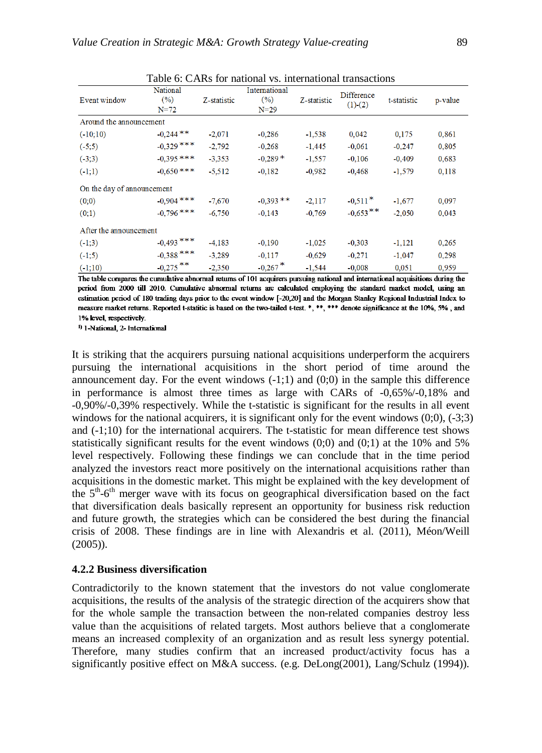Table 6: CARs for national vs. international transactions

| Event window | National (%) N=72 | Z-statistic | International (%) N=29 | Z-statistic | Difference (1)-(2) | t-statistic | p-value |
|---|---|---|---|---|---|---|---|
| Around the announcement | | | | | | | |
| (-10;10) | -0,244 ** | -2,071 | -0,286 | -1,538 | 0,042 | 0,175 | 0,861 |
| (-5;5) | -0,329 *** | -2,792 | -0,268 | -1,445 | -0,061 | -0,247 | 0,805 |
| (-3;3) | -0,395 *** | -3,353 | -0,289 * | -1,557 | -0,106 | -0,409 | 0,683 |
| (-1;1) | -0,650 *** | -5,512 | -0,182 | -0,982 | -0,468 | -1,579 | 0,118 |
| On the day of announcement | | | | | | | |
| (0;0) | -0,904 *** | -7,670 | -0,393 ** | -2,117 | -0,511 * | -1,677 | 0,097 |
| (0;1) | -0,796 *** | -6,750 | -0,143 | -0,769 | -0,653 ** | -2,050 | 0,043 |
| After the announcement | | | | | | | |
| (-1;3) | -0,493 *** | -4,183 | -0,190 | -1,025 | -0,303 | -1,121 | 0,265 |
| (-1;5) | -0,388 *** | -3,289 | -0,117 | -0,629 | -0,271 | -1,047 | 0,298 |
| (-1;10) | -0,275 ** | -2,350 | -0,267 * | -1,544 | -0,008 | 0,051 | 0,959 |

The table compares the cumulative abnormal returns of 101 acquirers pursuing national and international acquisitions during the period from 2000 till 2010. Cumulative abnormal returns are calculated employing the standard market model, using an estimation period of 180 trading days prior to the event window [-20,20] and the Morgan Stanley Regional Industrial Index to measure market returns. Reported t-statitic is based on the two-tailed t-test. *, **, *** denote significance at the 10%, 5% , and 1% level, respectively.

[1] 1-National, 2- International

It is striking that the acquirers pursuing national acquisitions underperform the acquirers pursuing the international acquisitions in the short period of time around the announcement day. For the event windows (-1;1) and (0;0) in the sample this difference in performance is almost three times as large with CARs of -0,65%/-0,18% and -0,90%/-0,39% respectively. While the t-statistic is significant for the results in all event windows for the national acquirers, it is significant only for the event windows (0;0), (-3;3) and (-1;10) for the international acquirers. The t-statistic for mean difference test shows statistically significant results for the event windows (0;0) and (0;1) at the 10% and 5% level respectively. Following these findings we can conclude that in the time period analyzed the investors react more positively on the international acquisitions rather than acquisitions in the domestic market. This might be explained with the key development of the $5^{th}$-$6^{th}$ merger wave with its focus on geographical diversification based on the fact that diversification deals basically represent an opportunity for business risk reduction and future growth, the strategies which can be considered the best during the financial crisis of 2008. These findings are in line with Alexandris et al. (2011), Méon/Weill (2005)).

### 4.2.2 Business diversification

Contradictorily to the known statement that the investors do not value conglomerate acquisitions, the results of the analysis of the strategic direction of the acquirers show that for the whole sample the transaction between the non-related companies destroy less value than the acquisitions of related targets. Most authors believe that a conglomerate means an increased complexity of an organization and as result less synergy potential. Therefore, many studies confirm that an increased product/activity focus has a significantly positive effect on M&A success. (e.g. DeLong(2001), Lang/Schulz (1994)).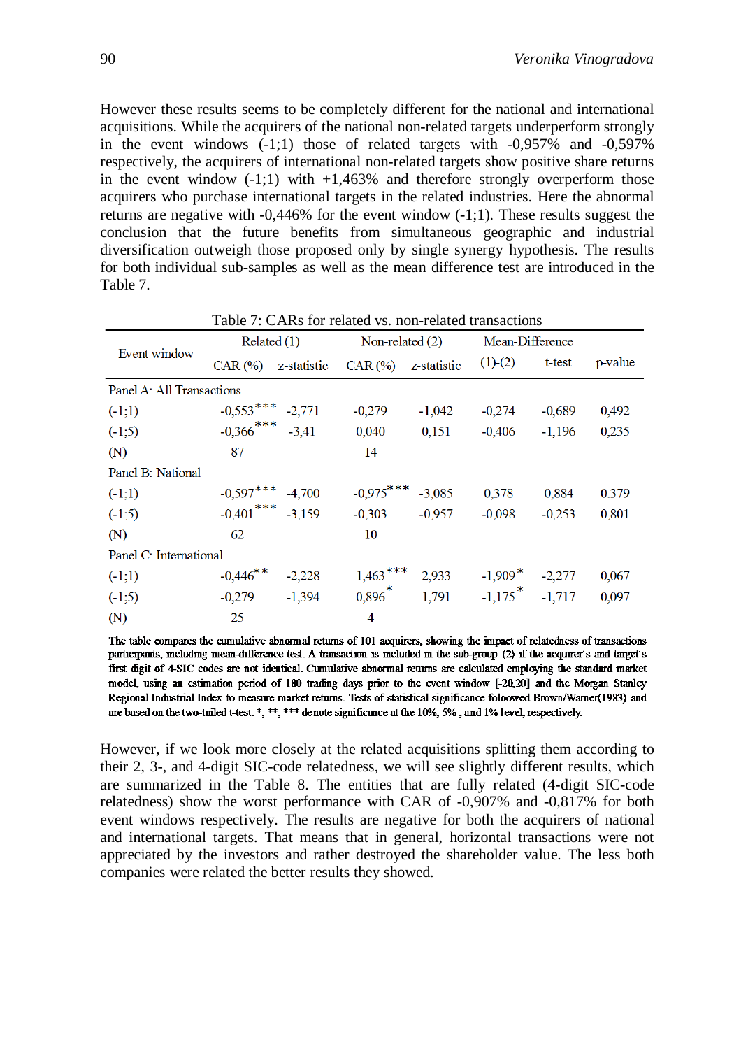However these results seems to be completely different for the national and international acquisitions. While the acquirers of the national non-related targets underperform strongly in the event windows (-1;1) those of related targets with -0,957% and -0,597% respectively, the acquirers of international non-related targets show positive share returns in the event window (-1;1) with +1,463% and therefore strongly overperform those acquirers who purchase international targets in the related industries. Here the abnormal returns are negative with -0,446% for the event window (-1;1). These results suggest the conclusion that the future benefits from simultaneous geographic and industrial diversification outweigh those proposed only by single synergy hypothesis. The results for both individual sub-samples as well as the mean difference test are introduced in the Table 7.

Table 7: CARs for related vs. non-related transactions

| Event window | Related (1) | | Non-related (2) | | Mean-Difference | | |
|---|---|---|---|---|---|---|---|
| | CAR (%) | z-statistic | CAR (%) | z-statistic | (1)-(2) | t-test | p-value |
| Panel A: All Transactions | | | | | | | |
| (-1;1) | -0,553*** | -2,771 | -0,279 | -1,042 | -0,274 | -0,689 | 0,492 |
| (-1;5) | -0,366*** | -3,41 | 0,040 | 0,151 | -0,406 | -1,196 | 0,235 |
| (N) | 87 | | 14 | | | | |
| Panel B: National | | | | | | | |
| (-1;1) | -0,597*** | -4,700 | -0,975*** | -3,085 | 0,378 | 0,884 | 0.379 |
| (-1;5) | -0,401*** | -3,159 | -0,303 | -0,957 | -0,098 | -0,253 | 0,801 |
| (N) | 62 | | 10 | | | | |
| Panel C: International | | | | | | | |
| (-1;1) | -0,446** | -2,228 | 1,463*** | 2,933 | -1,909* | -2,277 | 0,067 |
| (-1;5) | -0,279 | -1,394 | 0,896* | 1,791 | -1,175* | -1,717 | 0,097 |
| (N) | 25 | | 4 | | | | |

The table compares the cumulative abnormal returns of 101 acquirers, showing the impact of relatedness of transactions participants, including mean-difference test. A transaction is included in the sub-group (2) if the acquirer's and target's first digit of 4-SIC codes are not identical. Cumulative abnormal returns are calculated employing the standard market model, using an estimation period of 180 trading days prior to the event window [-20,20] and the Morgan Stanley Regional Industrial Index to measure market returns. Tests of statistical significance foloowed Brown/Warner(1983) and are based on the two-tailed t-test. *, **, *** denote significance at the 10%, 5% , and 1% level, respectively.

However, if we look more closely at the related acquisitions splitting them according to their 2, 3-, and 4-digit SIC-code relatedness, we will see slightly different results, which are summarized in the Table 8. The entities that are fully related (4-digit SIC-code relatedness) show the worst performance with CAR of -0,907% and -0,817% for both event windows respectively. The results are negative for both the acquirers of national and international targets. That means that in general, horizontal transactions were not appreciated by the investors and rather destroyed the shareholder value. The less both companies were related the better results they showed.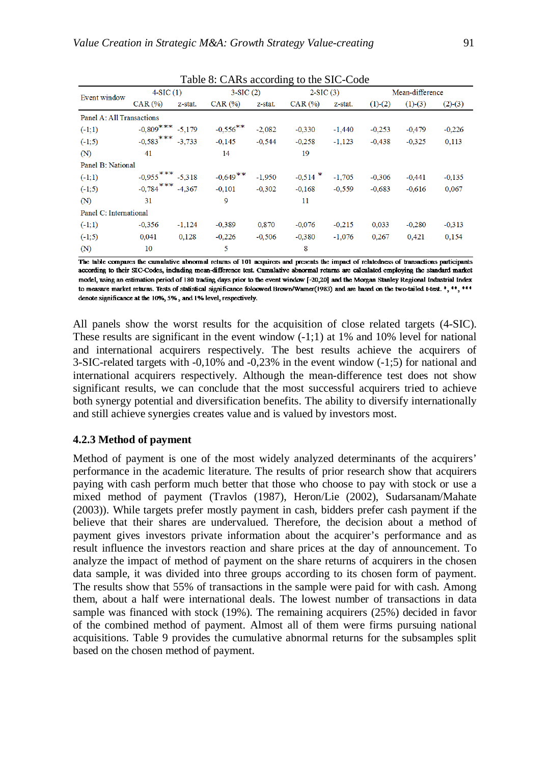Table 8: CARs according to the SIC-Code

| Event window | 4-SIC (1) | | 3-SIC (2) | | 2-SIC (3) | | Mean-difference | | |
|---|---|---|---|---|---|---|---|---|---|
| | CAR (%) | z-stat. | CAR (%) | z-stat. | CAR (%) | z-stat. | (1)-(2) | (1)-(3) | (2)-(3) |
| Panel A: All Transactions | | | | | | | | | |
| (-1;1) | -0,809*** | -5,179 | -0,556** | -2,082 | -0,330 | -1,440 | -0,253 | -0,479 | -0,226 |
| (-1;5) | -0,583*** | -3,733 | -0,145 | -0,544 | -0,258 | -1,123 | -0,438 | -0,325 | 0,113 |
| (N) | 41 | | 14 | | 19 | | | | |
| Panel B: National | | | | | | | | | |
| (-1;1) | -0,955*** | -5,318 | -0,649** | -1,950 | -0,514 * | -1,705 | -0,306 | -0,441 | -0,135 |
| (-1;5) | -0,784*** | -4,367 | -0,101 | -0,302 | -0,168 | -0,559 | -0,683 | -0,616 | 0,067 |
| (N) | 31 | | 9 | | 11 | | | | |
| Panel C: International | | | | | | | | | |
| (-1;1) | -0,356 | -1,124 | -0,389 | 0,870 | -0,076 | -0,215 | 0,033 | -0,280 | -0,313 |
| (-1;5) | 0,041 | 0,128 | -0,226 | -0,506 | -0,380 | -1,076 | 0,267 | 0,421 | 0,154 |
| (N) | 10 | | 5 | | 8 | | | | |

The table compares the cumulative abnormal returns of 101 acquirers and presents the impact of relatedness of transactions participants according to their SIC-Codes, including mean-difference test. Cumulative abnormal returns are calculated employing the standard market model, using an estimation period of 180 trading days prior to the event window [-20,20] and the Morgan Stanley Regional Industrial Index to measure market returns. Tests of statistical significance foloowed Brown/Warner(1983) and are based on the two-tailed t-test. *, **, *** denote significance at the 10%, 5% , and 1% level, respectively.

All panels show the worst results for the acquisition of close related targets (4-SIC). These results are significant in the event window (-1;1) at 1% and 10% level for national and international acquirers respectively. The best results achieve the acquirers of 3-SIC-related targets with -0,10% and -0,23% in the event window (-1;5) for national and international acquirers respectively. Although the mean-difference test does not show significant results, we can conclude that the most successful acquirers tried to achieve both synergy potential and diversification benefits. The ability to diversify internationally and still achieve synergies creates value and is valued by investors most.

### 4.2.3 Method of payment

Method of payment is one of the most widely analyzed determinants of the acquirers' performance in the academic literature. The results of prior research show that acquirers paying with cash perform much better that those who choose to pay with stock or use a mixed method of payment (Travlos (1987), Heron/Lie (2002), Sudarsanam/Mahate (2003)). While targets prefer mostly payment in cash, bidders prefer cash payment if the believe that their shares are undervalued. Therefore, the decision about a method of payment gives investors private information about the acquirer's performance and as result influence the investors reaction and share prices at the day of announcement. To analyze the impact of method of payment on the share returns of acquirers in the chosen data sample, it was divided into three groups according to its chosen form of payment. The results show that 55% of transactions in the sample were paid for with cash. Among them, about a half were international deals. The lowest number of transactions in data sample was financed with stock (19%). The remaining acquirers (25%) decided in favor of the combined method of payment. Almost all of them were firms pursuing national acquisitions. Table 9 provides the cumulative abnormal returns for the subsamples split based on the chosen method of payment.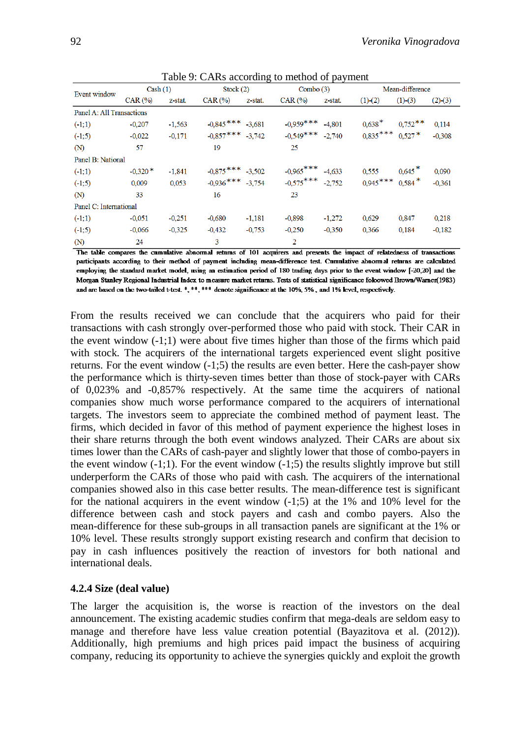Table 9: CARs according to method of payment

| Event window | Cash (1) | | Stock (2) | | Combo (3) | | Mean-difference | | |
|---|---|---|---|---|---|---|---|---|---|
| | CAR (%) | z-stat. | CAR (%) | z-stat. | CAR (%) | z-stat. | (1)-(2) | (1)-(3) | (2)-(3) |
| Panel A: All Transactions | | | | | | | | | |
| (-1;1) | -0,207 | -1,563 | -0,845*** | -3,681 | -0,959*** | -4,801 | 0,638* | 0,752** | 0,114 |
| (-1;5) | -0,022 | -0,171 | -0,857*** | -3,742 | -0,549*** | -2,740 | 0,835*** | 0,527* | -0,308 |
| (N) | 57 | | 19 | | 25 | | | | |
| Panel B: National | | | | | | | | | |
| (-1;1) | -0,320* | -1,841 | -0,875*** | -3,502 | -0,965*** | -4,633 | 0,555 | 0,645* | 0,090 |
| (-1;5) | 0,009 | 0,053 | -0,936*** | -3,754 | -0,575*** | -2,752 | 0,945*** | 0,584* | -0,361 |
| (N) | 33 | | 16 | | 23 | | | | |
| Panel C: International | | | | | | | | | |
| (-1;1) | -0,051 | -0,251 | -0,680 | -1,181 | -0,898 | -1,272 | 0,629 | 0,847 | 0,218 |
| (-1;5) | -0,066 | -0,325 | -0,432 | -0,753 | -0,250 | -0,350 | 0,366 | 0,184 | -0,182 |
| (N) | 24 | | 3 | | 2 | | | | |

The table compares the cumulative abnormal returns of 101 acquirers and presents the impact of relatedness of transactions participants according to their method of payment including mean-difference test. Cumulative abnormal returns are calculated employing the standard market model, using an estimation period of 180 trading days prior to the event window [-20,20] and the Morgan Stanley Regional Industrial Index to measure market returns. Tests of statistical significance followed Brown/Warner(1983) and are based on the two-tailed t-test. *, **, *** denote significance at the 10%, 5% , and 1% level, respectively.

From the results received we can conclude that the acquirers who paid for their transactions with cash strongly over-performed those who paid with stock. Their CAR in the event window (-1;1) were about five times higher than those of the firms which paid with stock. The acquirers of the international targets experienced event slight positive returns. For the event window (-1;5) the results are even better. Here the cash-payer show the performance which is thirty-seven times better than those of stock-payer with CARs of 0,023% and -0,857% respectively. At the same time the acquirers of national companies show much worse performance compared to the acquirers of international targets. The investors seem to appreciate the combined method of payment least. The firms, which decided in favor of this method of payment experience the highest loses in their share returns through the both event windows analyzed. Their CARs are about six times lower than the CARs of cash-payer and slightly lower that those of combo-payers in the event window (-1;1). For the event window (-1;5) the results slightly improve but still underperform the CARs of those who paid with cash. The acquirers of the international companies showed also in this case better results. The mean-difference test is significant for the national acquirers in the event window (-1;5) at the 1% and 10% level for the difference between cash and stock payers and cash and combo payers. Also the mean-difference for these sub-groups in all transaction panels are significant at the 1% or 10% level. These results strongly support existing research and confirm that decision to pay in cash influences positively the reaction of investors for both national and international deals.

### 4.2.4 Size (deal value)

The larger the acquisition is, the worse is reaction of the investors on the deal announcement. The existing academic studies confirm that mega-deals are seldom easy to manage and therefore have less value creation potential (Bayazitova et al. (2012)). Additionally, high premiums and high prices paid impact the business of acquiring company, reducing its opportunity to achieve the synergies quickly and exploit the growth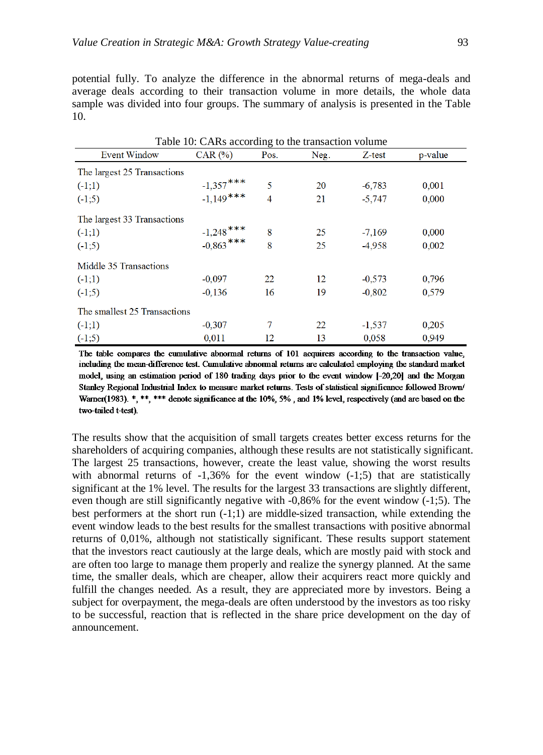potential fully. To analyze the difference in the abnormal returns of mega-deals and average deals according to their transaction volume in more details, the whole data sample was divided into four groups. The summary of analysis is presented in the Table 10.

Table 10: CARs according to the transaction volume

| Event Window | CAR (%) | Pos. | Neg. | Z-test | p-value |
|---|---|---|---|---|---|
| The largest 25 Transactions | | | | | |
| (-1;1) | -1,357*** | 5 | 20 | -6,783 | 0,001 |
| (-1;5) | -1,149*** | 4 | 21 | -5,747 | 0,000 |
| The largest 33 Transactions | | | | | |
| (-1;1) | -1,248*** | 8 | 25 | -7,169 | 0,000 |
| (-1;5) | -0,863*** | 8 | 25 | -4,958 | 0,002 |
| Middle 35 Transactions | | | | | |
| (-1;1) | -0,097 | 22 | 12 | -0,573 | 0,796 |
| (-1;5) | -0,136 | 16 | 19 | -0,802 | 0,579 |
| The smallest 25 Transactions | | | | | |
| (-1;1) | -0,307 | 7 | 22 | -1,537 | 0,205 |
| (-1;5) | 0,011 | 12 | 13 | 0,058 | 0,949 |

The table compares the cumulative abnormal returns of 101 acquirers according to the transaction value, including the mean-difference test. Cumulative abnormal returns are calculated employing the standard market model, using an estimation period of 180 trading days prior to the event window [-20,20] and the Morgan Stanley Regional Industrial Index to measure market returns. Tests of statistical significance followed Brown/ Warner(1983). *, **, *** denote significance at the 10%, 5% , and 1% level, respectively (and are based on the two-tailed t-test).

The results show that the acquisition of small targets creates better excess returns for the shareholders of acquiring companies, although these results are not statistically significant. The largest 25 transactions, however, create the least value, showing the worst results with abnormal returns of -1,36% for the event window (-1;5) that are statistically significant at the 1% level. The results for the largest 33 transactions are slightly different, even though are still significantly negative with -0,86% for the event window (-1;5). The best performers at the short run (-1;1) are middle-sized transaction, while extending the event window leads to the best results for the smallest transactions with positive abnormal returns of 0,01%, although not statistically significant. These results support statement that the investors react cautiously at the large deals, which are mostly paid with stock and are often too large to manage them properly and realize the synergy planned. At the same time, the smaller deals, which are cheaper, allow their acquirers react more quickly and fulfill the changes needed. As a result, they are appreciated more by investors. Being a subject for overpayment, the mega-deals are often understood by the investors as too risky to be successful, reaction that is reflected in the share price development on the day of announcement.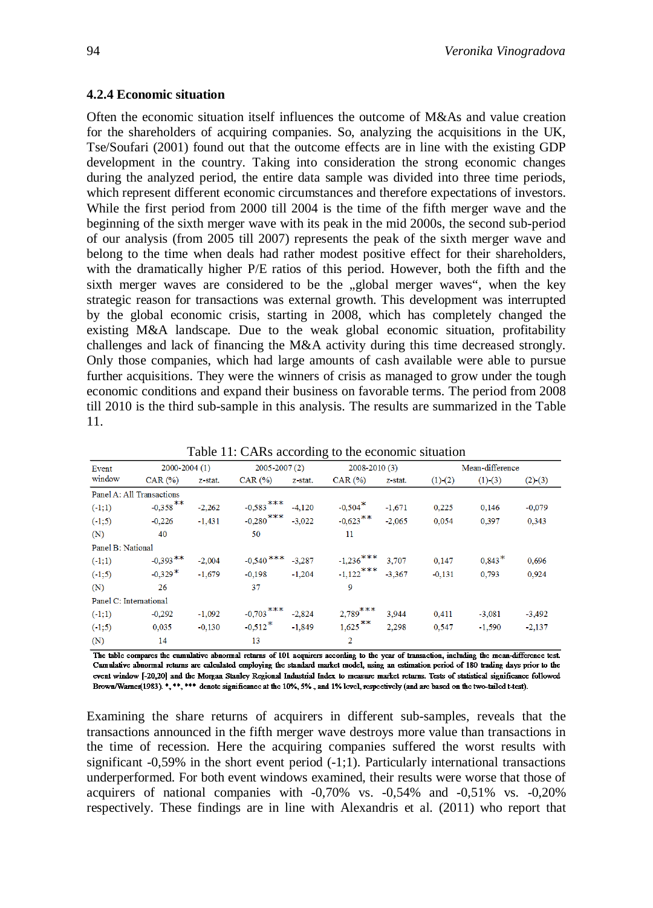### 4.2.4 Economic situation

Often the economic situation itself influences the outcome of M&As and value creation for the shareholders of acquiring companies. So, analyzing the acquisitions in the UK, Tse/Soufari (2001) found out that the outcome effects are in line with the existing GDP development in the country. Taking into consideration the strong economic changes during the analyzed period, the entire data sample was divided into three time periods, which represent different economic circumstances and therefore expectations of investors. While the first period from 2000 till 2004 is the time of the fifth merger wave and the beginning of the sixth merger wave with its peak in the mid 2000s, the second sub-period of our analysis (from 2005 till 2007) represents the peak of the sixth merger wave and belong to the time when deals had rather modest positive effect for their shareholders, with the dramatically higher P/E ratios of this period. However, both the fifth and the sixth merger waves are considered to be the „global merger waves", when the key strategic reason for transactions was external growth. This development was interrupted by the global economic crisis, starting in 2008, which has completely changed the existing M&A landscape. Due to the weak global economic situation, profitability challenges and lack of financing the M&A activity during this time decreased strongly. Only those companies, which had large amounts of cash available were able to pursue further acquisitions. They were the winners of crisis as managed to grow under the tough economic conditions and expand their business on favorable terms. The period from 2008 till 2010 is the third sub-sample in this analysis. The results are summarized in the Table 11.

Table 11: CARs according to the economic situation

| Event window | 2000-2004 (1) | | 2005-2007 (2) | | 2008-2010 (3) | | Mean-difference | | |
|---|---|---|---|---|---|---|---|---|---|
| | CAR (%) | z-stat. | CAR (%) | z-stat. | CAR (%) | z-stat. | (1)-(2) | (1)-(3) | (2)-(3) |
| Panel A: All Transactions | | | | | | | | | |
| (-1;1) | -0,358** | -2,262 | -0,583*** | -4,120 | -0,504* | -1,671 | 0,225 | 0,146 | -0,079 |
| (-1;5) | -0,226 | -1,431 | -0,280*** | -3,022 | -0,623** | -2,065 | 0,054 | 0,397 | 0,343 |
| (N) | 40 | | 50 | | 11 | | | | |
| Panel B: National | | | | | | | | | |
| (-1;1) | -0,393** | -2,004 | -0,540*** | -3,287 | -1,236*** | 3,707 | 0,147 | 0,843* | 0,696 |
| (-1;5) | -0,329* | -1,679 | -0,198 | -1,204 | -1,122*** | -3,367 | -0,131 | 0,793 | 0,924 |
| (N) | 26 | | 37 | | 9 | | | | |
| Panel C: International | | | | | | | | | |
| (-1;1) | -0,292 | -1,092 | -0,703*** | -2,824 | 2,789*** | 3,944 | 0,411 | -3,081 | -3,492 |
| (-1;5) | 0,035 | -0,130 | -0,512* | -1,849 | 1,625** | 2,298 | 0,547 | -1,590 | -2,137 |
| (N) | 14 | | 13 | | 2 | | | | |

The table compares the cumulative abnormal returns of 101 acquirers according to the year of transaction, including the mean-difference test. Cumulative abnormal returns are calculated employing the standard market model, using an estimation period of 180 trading days prior to the event window [-20,20] and the Morgan Stanley Regional Industrial Index to measure market returns. Tests of statistical significance followed Brown/Warner(1983). *, **, *** denote significance at the 10%, 5% , and 1% level, respectively (and are based on the two-tailed t-test).

Examining the share returns of acquirers in different sub-samples, reveals that the transactions announced in the fifth merger wave destroys more value than transactions in the time of recession. Here the acquiring companies suffered the worst results with significant -0,59% in the short event period (-1;1). Particularly international transactions underperformed. For both event windows examined, their results were worse that those of acquirers of national companies with -0,70% vs. -0,54% and -0,51% vs. -0,20% respectively. These findings are in line with Alexandris et al. (2011) who report that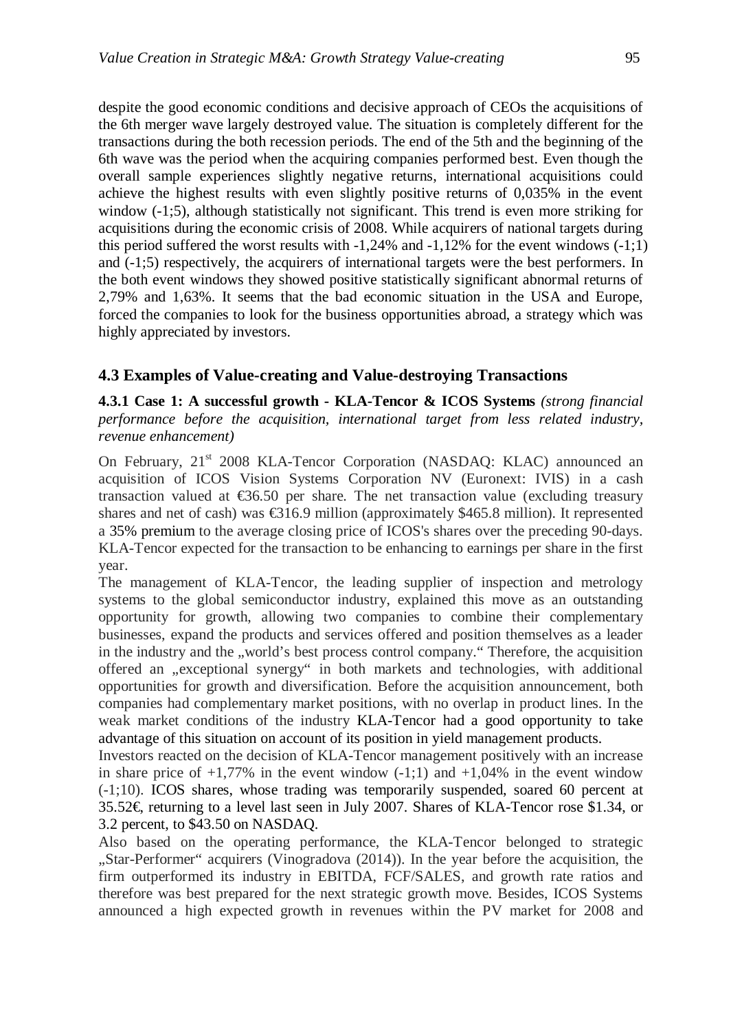despite the good economic conditions and decisive approach of CEOs the acquisitions of the 6th merger wave largely destroyed value. The situation is completely different for the transactions during the both recession periods. The end of the 5th and the beginning of the 6th wave was the period when the acquiring companies performed best. Even though the overall sample experiences slightly negative returns, international acquisitions could achieve the highest results with even slightly positive returns of 0,035% in the event window (-1;5), although statistically not significant. This trend is even more striking for acquisitions during the economic crisis of 2008. While acquirers of national targets during this period suffered the worst results with -1,24% and -1,12% for the event windows (-1;1) and (-1;5) respectively, the acquirers of international targets were the best performers. In the both event windows they showed positive statistically significant abnormal returns of 2,79% and 1,63%. It seems that the bad economic situation in the USA and Europe, forced the companies to look for the business opportunities abroad, a strategy which was highly appreciated by investors.

### 4.3 Examples of Value-creating and Value-destroying Transactions

**4.3.1 Case 1: A successful growth - KLA-Tencor & ICOS Systems** *(strong financial performance before the acquisition, international target from less related industry, revenue enhancement)*

On February, 21[st] 2008 KLA-Tencor Corporation (NASDAQ: KLAC) announced an acquisition of ICOS Vision Systems Corporation NV (Euronext: IVIS) in a cash transaction valued at €36.50 per share. The net transaction value (excluding treasury shares and net of cash) was €316.9 million (approximately $465.8 million). It represented a 35% premium to the average closing price of ICOS's shares over the preceding 90-days. KLA-Tencor expected for the transaction to be enhancing to earnings per share in the first year.

The management of KLA-Tencor, the leading supplier of inspection and metrology systems to the global semiconductor industry, explained this move as an outstanding opportunity for growth, allowing two companies to combine their complementary businesses, expand the products and services offered and position themselves as a leader in the industry and the „world's best process control company." Therefore, the acquisition offered an „exceptional synergy" in both markets and technologies, with additional opportunities for growth and diversification. Before the acquisition announcement, both companies had complementary market positions, with no overlap in product lines. In the weak market conditions of the industry KLA-Tencor had a good opportunity to take advantage of this situation on account of its position in yield management products.

Investors reacted on the decision of KLA-Tencor management positively with an increase in share price of +1,77% in the event window (-1;1) and +1,04% in the event window (-1;10). ICOS shares, whose trading was temporarily suspended, soared 60 percent at 35.52€, returning to a level last seen in July 2007. Shares of KLA-Tencor rose $1.34, or 3.2 percent, to $43.50 on NASDAQ.

Also based on the operating performance, the KLA-Tencor belonged to strategic „Star-Performer" acquirers (Vinogradova (2014)). In the year before the acquisition, the firm outperformed its industry in EBITDA, FCF/SALES, and growth rate ratios and therefore was best prepared for the next strategic growth move. Besides, ICOS Systems announced a high expected growth in revenues within the PV market for 2008 and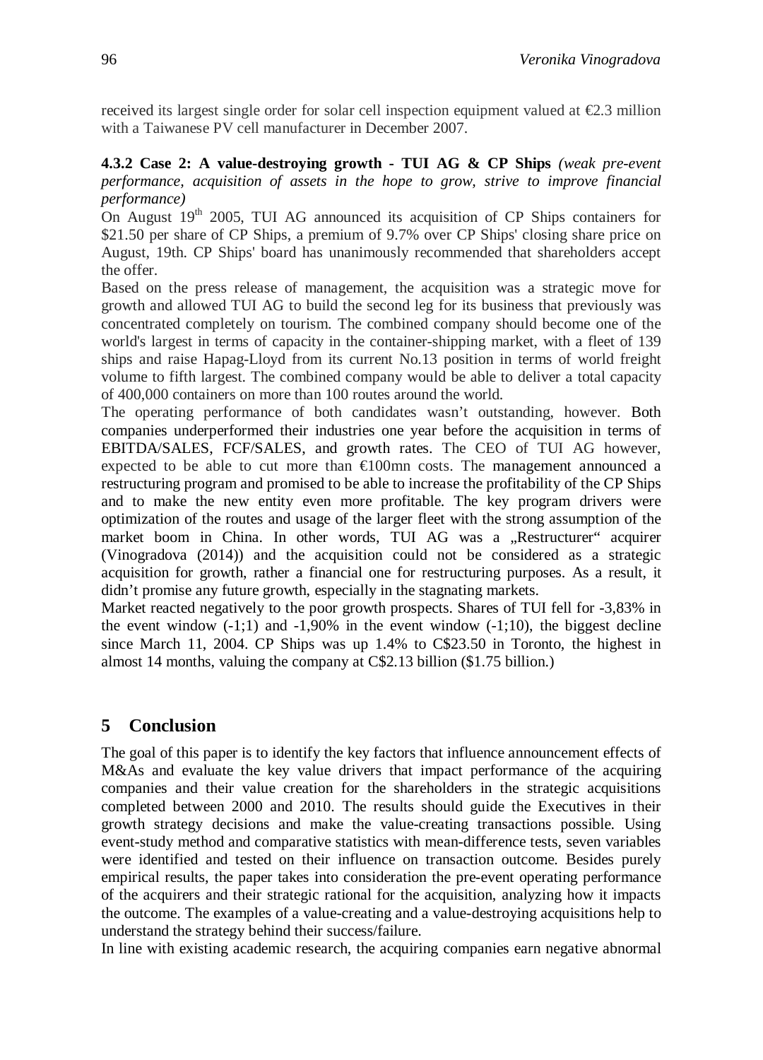received its largest single order for solar cell inspection equipment valued at €2.3 million with a Taiwanese PV cell manufacturer in December 2007.

### 4.3.2 Case 2: A value-destroying growth - TUI AG & CP Ships *(weak pre-event performance, acquisition of assets in the hope to grow, strive to improve financial performance)*

On August 19th 2005, TUI AG announced its acquisition of CP Ships containers for \$21.50 per share of CP Ships, a premium of 9.7% over CP Ships' closing share price on August, 19th. CP Ships' board has unanimously recommended that shareholders accept the offer.

Based on the press release of management, the acquisition was a strategic move for growth and allowed TUI AG to build the second leg for its business that previously was concentrated completely on tourism. The combined company should become one of the world's largest in terms of capacity in the container-shipping market, with a fleet of 139 ships and raise Hapag-Lloyd from its current No.13 position in terms of world freight volume to fifth largest. The combined company would be able to deliver a total capacity of 400,000 containers on more than 100 routes around the world.

The operating performance of both candidates wasn't outstanding, however. Both companies underperformed their industries one year before the acquisition in terms of EBITDA/SALES, FCF/SALES, and growth rates. The CEO of TUI AG however, expected to be able to cut more than €100mn costs. The management announced a restructuring program and promised to be able to increase the profitability of the CP Ships and to make the new entity even more profitable. The key program drivers were optimization of the routes and usage of the larger fleet with the strong assumption of the market boom in China. In other words, TUI AG was a „Restructurer" acquirer (Vinogradova (2014)) and the acquisition could not be considered as a strategic acquisition for growth, rather a financial one for restructuring purposes. As a result, it didn't promise any future growth, especially in the stagnating markets.

Market reacted negatively to the poor growth prospects. Shares of TUI fell for -3,83% in the event window (-1;1) and -1,90% in the event window (-1;10), the biggest decline since March 11, 2004. CP Ships was up 1.4% to C\$23.50 in Toronto, the highest in almost 14 months, valuing the company at C\$2.13 billion (\$1.75 billion.)

## 5 Conclusion

The goal of this paper is to identify the key factors that influence announcement effects of M&As and evaluate the key value drivers that impact performance of the acquiring companies and their value creation for the shareholders in the strategic acquisitions completed between 2000 and 2010. The results should guide the Executives in their growth strategy decisions and make the value-creating transactions possible. Using event-study method and comparative statistics with mean-difference tests, seven variables were identified and tested on their influence on transaction outcome. Besides purely empirical results, the paper takes into consideration the pre-event operating performance of the acquirers and their strategic rational for the acquisition, analyzing how it impacts the outcome. The examples of a value-creating and a value-destroying acquisitions help to understand the strategy behind their success/failure.

In line with existing academic research, the acquiring companies earn negative abnormal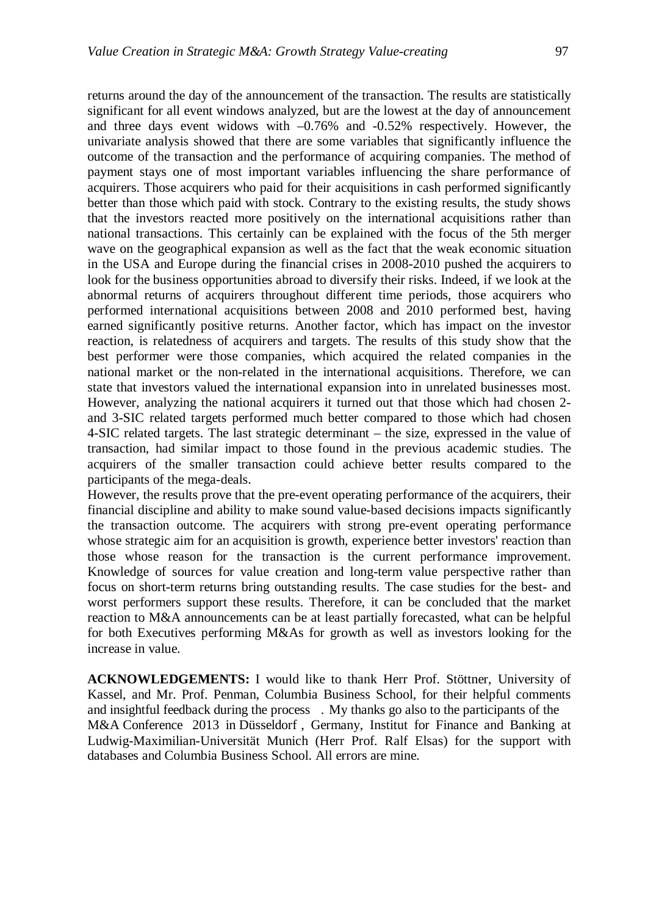returns around the day of the announcement of the transaction. The results are statistically significant for all event windows analyzed, but are the lowest at the day of announcement and three days event widows with –0.76% and -0.52% respectively. However, the univariate analysis showed that there are some variables that significantly influence the outcome of the transaction and the performance of acquiring companies. The method of payment stays one of most important variables influencing the share performance of acquirers. Those acquirers who paid for their acquisitions in cash performed significantly better than those which paid with stock. Contrary to the existing results, the study shows that the investors reacted more positively on the international acquisitions rather than national transactions. This certainly can be explained with the focus of the 5th merger wave on the geographical expansion as well as the fact that the weak economic situation in the USA and Europe during the financial crises in 2008-2010 pushed the acquirers to look for the business opportunities abroad to diversify their risks. Indeed, if we look at the abnormal returns of acquirers throughout different time periods, those acquirers who performed international acquisitions between 2008 and 2010 performed best, having earned significantly positive returns. Another factor, which has impact on the investor reaction, is relatedness of acquirers and targets. The results of this study show that the best performer were those companies, which acquired the related companies in the national market or the non-related in the international acquisitions. Therefore, we can state that investors valued the international expansion into in unrelated businesses most. However, analyzing the national acquirers it turned out that those which had chosen 2- and 3-SIC related targets performed much better compared to those which had chosen 4-SIC related targets. The last strategic determinant – the size, expressed in the value of transaction, had similar impact to those found in the previous academic studies. The acquirers of the smaller transaction could achieve better results compared to the participants of the mega-deals.

However, the results prove that the pre-event operating performance of the acquirers, their financial discipline and ability to make sound value-based decisions impacts significantly the transaction outcome. The acquirers with strong pre-event operating performance whose strategic aim for an acquisition is growth, experience better investors' reaction than those whose reason for the transaction is the current performance improvement. Knowledge of sources for value creation and long-term value perspective rather than focus on short-term returns bring outstanding results. The case studies for the best- and worst performers support these results. Therefore, it can be concluded that the market reaction to M&A announcements can be at least partially forecasted, what can be helpful for both Executives performing M&As for growth as well as investors looking for the increase in value.

**ACKNOWLEDGEMENTS:** I would like to thank Herr Prof. Stöttner, University of Kassel, and Mr. Prof. Penman, Columbia Business School, for their helpful comments and insightful feedback during the process . My thanks go also to the participants of the M&A Conference 2013 in Düsseldorf , Germany, Institut for Finance and Banking at Ludwig-Maximilian-Universität Munich (Herr Prof. Ralf Elsas) for the support with databases and Columbia Business School. All errors are mine.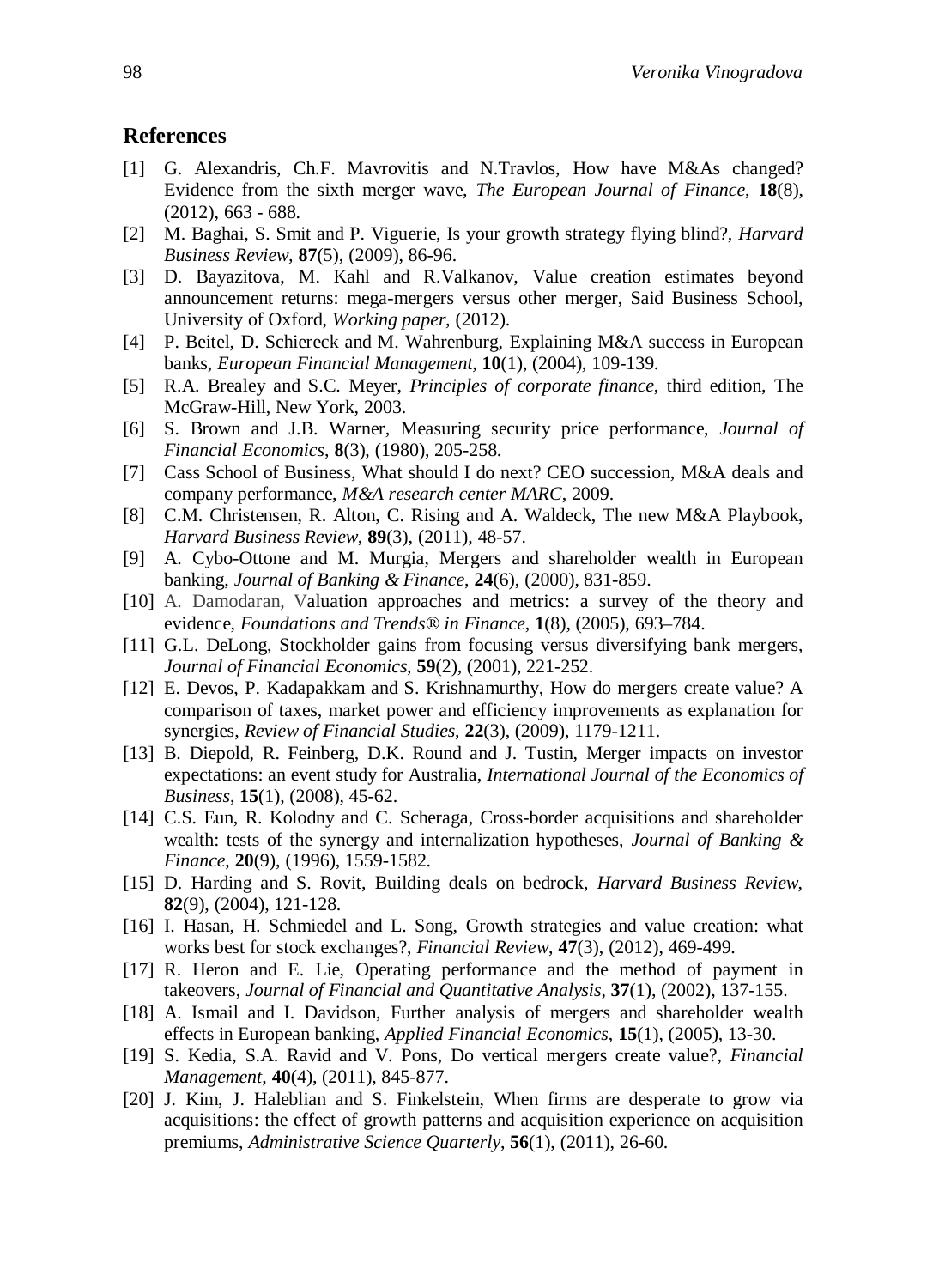## References

[1] G. Alexandris, Ch.F. Mavrovitis and N.Travlos, How have M&As changed? Evidence from the sixth merger wave, *The European Journal of Finance*, **18**(8), (2012), 663 - 688.

[2] M. Baghai, S. Smit and P. Viguerie, Is your growth strategy flying blind?, *Harvard Business Review*, **87**(5), (2009), 86-96.

[3] D. Bayazitova, M. Kahl and R.Valkanov, Value creation estimates beyond announcement returns: mega-mergers versus other merger, Said Business School, University of Oxford, *Working paper*, (2012).

[4] P. Beitel, D. Schiereck and M. Wahrenburg, Explaining M&A success in European banks, *European Financial Management*, **10**(1), (2004), 109-139.

[5] R.A. Brealey and S.C. Meyer, *Principles of corporate finance*, third edition, The McGraw-Hill, New York, 2003.

[6] S. Brown and J.B. Warner, Measuring security price performance, *Journal of Financial Economics*, **8**(3), (1980), 205-258.

[7] Cass School of Business, What should I do next? CEO succession, M&A deals and company performance, *M&A research center MARC*, 2009.

[8] C.M. Christensen, R. Alton, C. Rising and A. Waldeck, The new M&A Playbook, *Harvard Business Review*, **89**(3), (2011), 48-57.

[9] A. Cybo-Ottone and M. Murgia, Mergers and shareholder wealth in European banking, *Journal of Banking & Finance*, **24**(6), (2000), 831-859.

[10] A. Damodaran, Valuation approaches and metrics: a survey of the theory and evidence, *Foundations and Trends® in Finance*, **1**(8), (2005), 693–784.

[11] G.L. DeLong, Stockholder gains from focusing versus diversifying bank mergers, *Journal of Financial Economics*, **59**(2), (2001), 221-252.

[12] E. Devos, P. Kadapakkam and S. Krishnamurthy, How do mergers create value? A comparison of taxes, market power and efficiency improvements as explanation for synergies, *Review of Financial Studies*, **22**(3), (2009), 1179-1211.

[13] B. Diepold, R. Feinberg, D.K. Round and J. Tustin, Merger impacts on investor expectations: an event study for Australia, *International Journal of the Economics of Business*, **15**(1), (2008), 45-62.

[14] C.S. Eun, R. Kolodny and C. Scheraga, Cross-border acquisitions and shareholder wealth: tests of the synergy and internalization hypotheses, *Journal of Banking & Finance*, **20**(9), (1996), 1559-1582.

[15] D. Harding and S. Rovit, Building deals on bedrock, *Harvard Business Review*, **82**(9), (2004), 121-128.

[16] I. Hasan, H. Schmiedel and L. Song, Growth strategies and value creation: what works best for stock exchanges?, *Financial Review*, **47**(3), (2012), 469-499.

[17] R. Heron and E. Lie, Operating performance and the method of payment in takeovers, *Journal of Financial and Quantitative Analysis*, **37**(1), (2002), 137-155.

[18] A. Ismail and I. Davidson, Further analysis of mergers and shareholder wealth effects in European banking, *Applied Financial Economics*, **15**(1), (2005), 13-30.

[19] S. Kedia, S.A. Ravid and V. Pons, Do vertical mergers create value?, *Financial Management*, **40**(4), (2011), 845-877.

[20] J. Kim, J. Haleblian and S. Finkelstein, When firms are desperate to grow via acquisitions: the effect of growth patterns and acquisition experience on acquisition premiums, *Administrative Science Quarterly*, **56**(1), (2011), 26-60.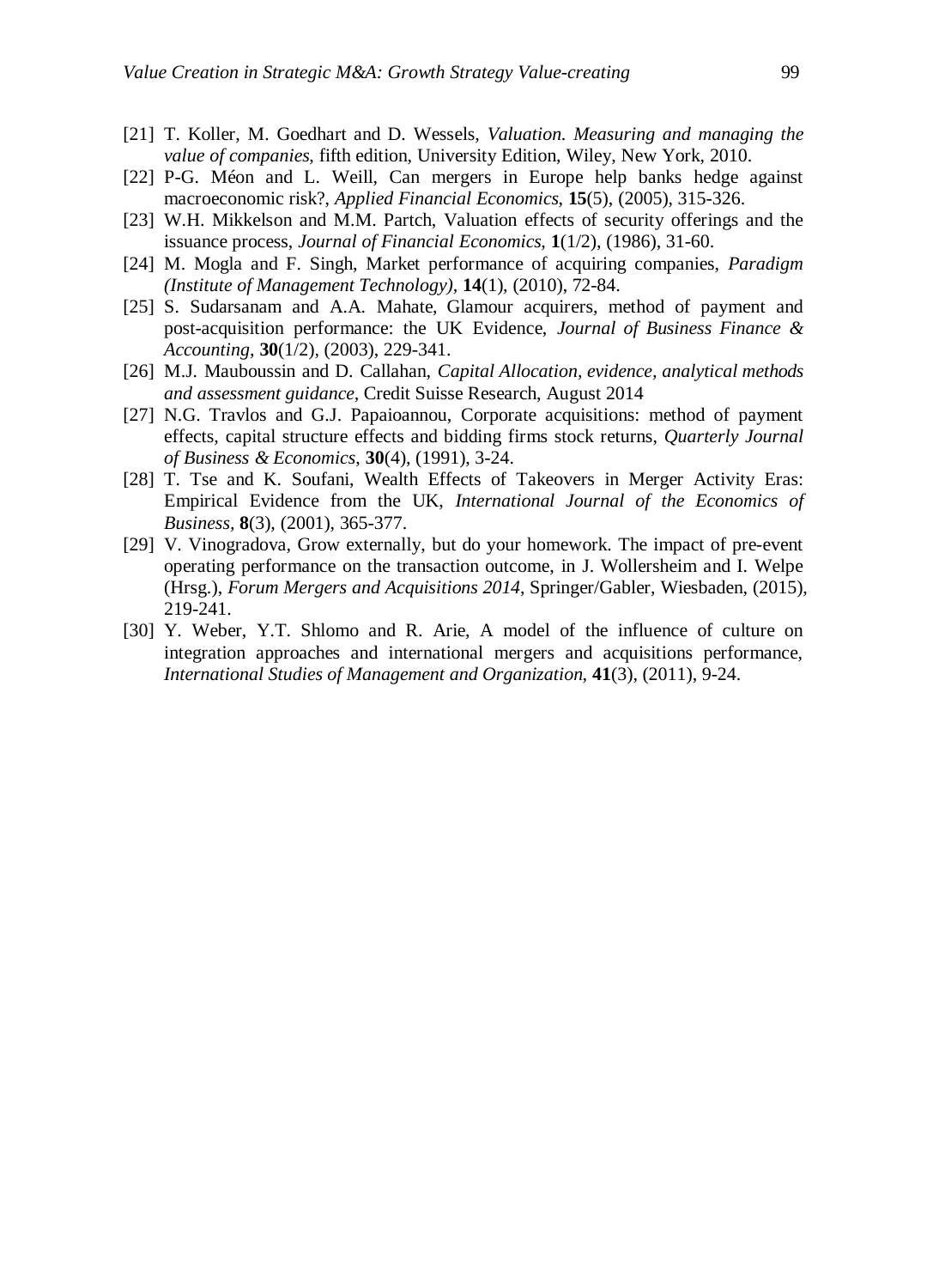[21] T. Koller, M. Goedhart and D. Wessels, *Valuation. Measuring and managing the value of companies*, fifth edition, University Edition, Wiley, New York, 2010.

[22] P-G. Méon and L. Weill, Can mergers in Europe help banks hedge against macroeconomic risk?, *Applied Financial Economics*, **15**(5), (2005), 315-326.

[23] W.H. Mikkelson and M.M. Partch, Valuation effects of security offerings and the issuance process, *Journal of Financial Economics*, **1**(1/2), (1986), 31-60.

[24] M. Mogla and F. Singh, Market performance of acquiring companies, *Paradigm (Institute of Management Technology)*, **14**(1), (2010), 72-84.

[25] S. Sudarsanam and A.A. Mahate, Glamour acquirers, method of payment and post-acquisition performance: the UK Evidence, *Journal of Business Finance & Accounting*, **30**(1/2), (2003), 229-341.

[26] M.J. Mauboussin and D. Callahan, *Capital Allocation, evidence, analytical methods and assessment guidance*, Credit Suisse Research, August 2014

[27] N.G. Travlos and G.J. Papaioannou, Corporate acquisitions: method of payment effects, capital structure effects and bidding firms stock returns, *Quarterly Journal of Business & Economics*, **30**(4), (1991), 3-24.

[28] T. Tse and K. Soufani, Wealth Effects of Takeovers in Merger Activity Eras: Empirical Evidence from the UK, *International Journal of the Economics of Business*, **8**(3), (2001), 365-377.

[29] V. Vinogradova, Grow externally, but do your homework. The impact of pre-event operating performance on the transaction outcome, in J. Wollersheim and I. Welpe (Hrsg.), *Forum Mergers and Acquisitions 2014*, Springer/Gabler, Wiesbaden, (2015), 219-241.

[30] Y. Weber, Y.T. Shlomo and R. Arie, A model of the influence of culture on integration approaches and international mergers and acquisitions performance, *International Studies of Management and Organization*, **41**(3), (2011), 9-24.